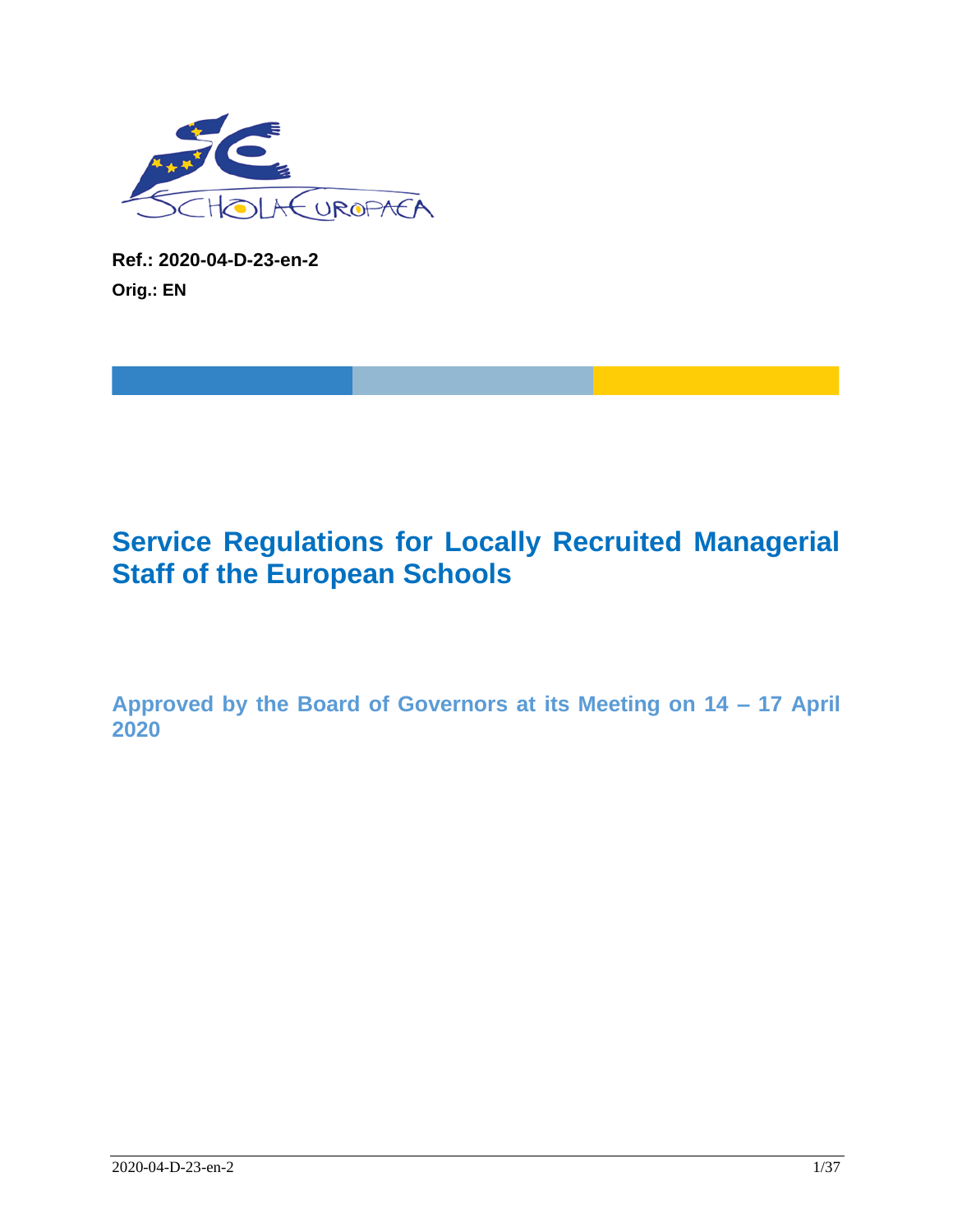**Ref.: 2020-04-D-23-en-2**

**Orig.: EN**

# Service Regulations for Locally Recruited Managerial Staff of the European Schools

## Approved by the Board of Governors at its Meeting on 14 – 17 April 2020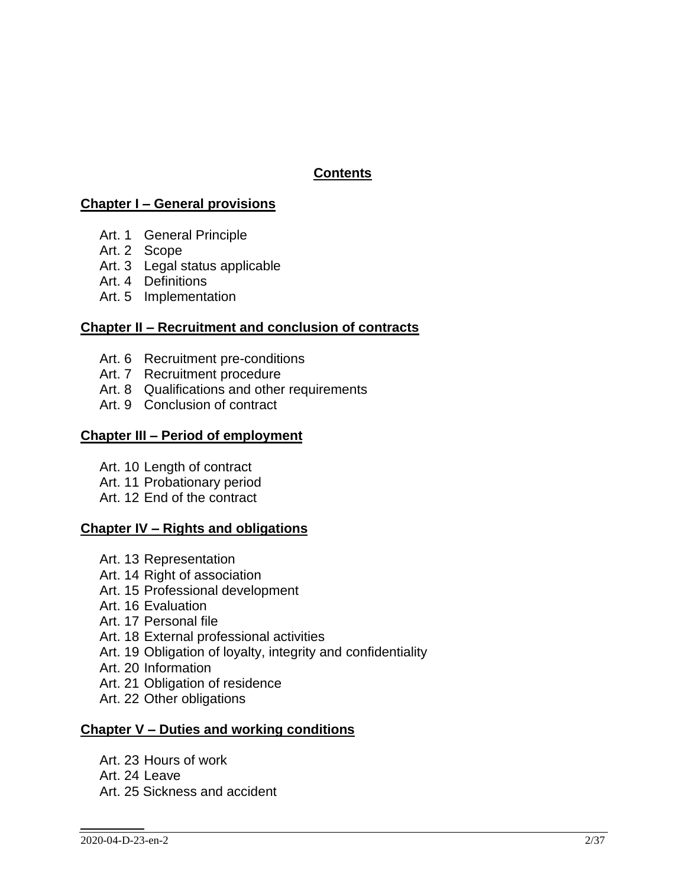## Contents

### Chapter I – General provisions

- Art. 1 General Principle
- Art. 2 Scope
- Art. 3 Legal status applicable
- Art. 4 Definitions
- Art. 5 Implementation

### Chapter II – Recruitment and conclusion of contracts

- Art. 6 Recruitment pre-conditions
- Art. 7 Recruitment procedure
- Art. 8 Qualifications and other requirements
- Art. 9 Conclusion of contract

### Chapter III – Period of employment

- Art. 10 Length of contract
- Art. 11 Probationary period
- Art. 12 End of the contract

### Chapter IV – Rights and obligations

- Art. 13 Representation
- Art. 14 Right of association
- Art. 15 Professional development
- Art. 16 Evaluation
- Art. 17 Personal file
- Art. 18 External professional activities
- Art. 19 Obligation of loyalty, integrity and confidentiality
- Art. 20 Information
- Art. 21 Obligation of residence
- Art. 22 Other obligations

### Chapter V – Duties and working conditions

- Art. 23 Hours of work
- Art. 24 Leave
- Art. 25 Sickness and accident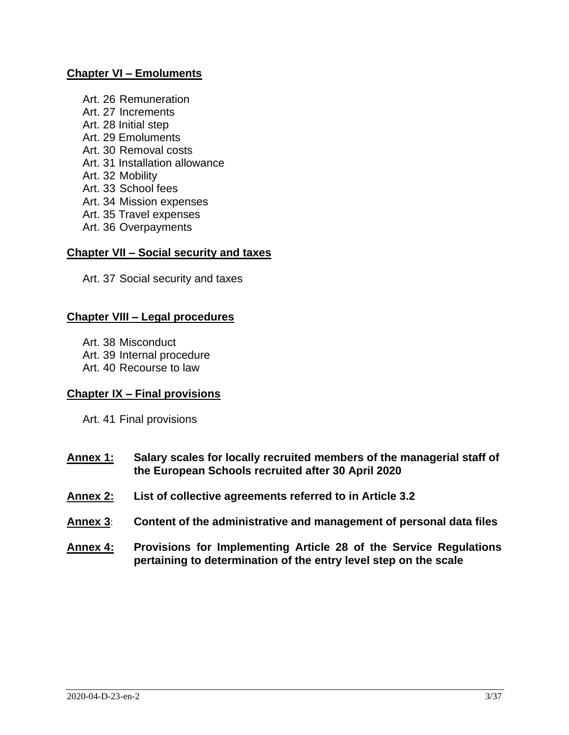**Chapter VI – Emoluments**

Art. 26 Remuneration
Art. 27 Increments
Art. 28 Initial step
Art. 29 Emoluments
Art. 30 Removal costs
Art. 31 Installation allowance
Art. 32 Mobility
Art. 33 School fees
Art. 34 Mission expenses
Art. 35 Travel expenses
Art. 36 Overpayments

**Chapter VII – Social security and taxes**

Art. 37 Social security and taxes

**Chapter VIII – Legal procedures**

Art. 38 Misconduct
Art. 39 Internal procedure
Art. 40 Recourse to law

**Chapter IX – Final provisions**

Art. 41 Final provisions

**Annex 1:** **Salary scales for locally recruited members of the managerial staff of the European Schools recruited after 30 April 2020**

**Annex 2:** **List of collective agreements referred to in Article 3.2**

**Annex 3**: **Content of the administrative and management of personal data files**

**Annex 4:** **Provisions for Implementing Article 28 of the Service Regulations pertaining to determination of the entry level step on the scale**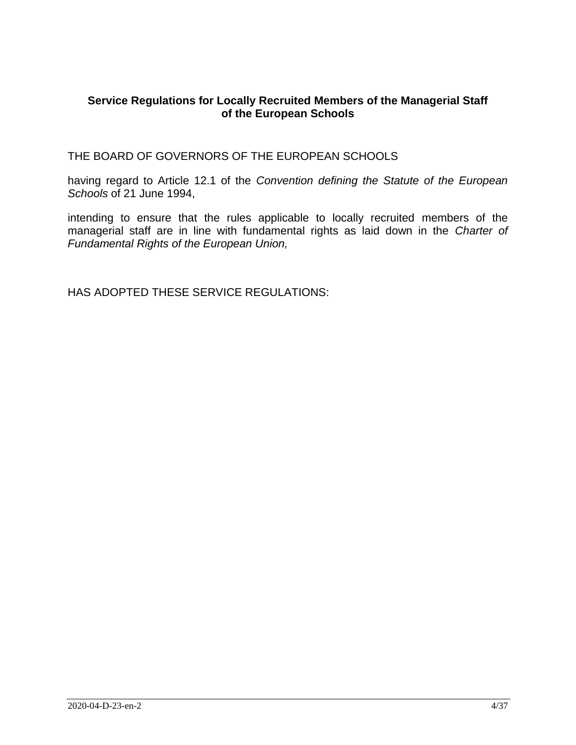**Service Regulations for Locally Recruited Members of the Managerial Staff of the European Schools**

THE BOARD OF GOVERNORS OF THE EUROPEAN SCHOOLS

having regard to Article 12.1 of the *Convention defining the Statute of the European Schools* of 21 June 1994,

intending to ensure that the rules applicable to locally recruited members of the managerial staff are in line with fundamental rights as laid down in the *Charter of Fundamental Rights of the European Union,*

HAS ADOPTED THESE SERVICE REGULATIONS: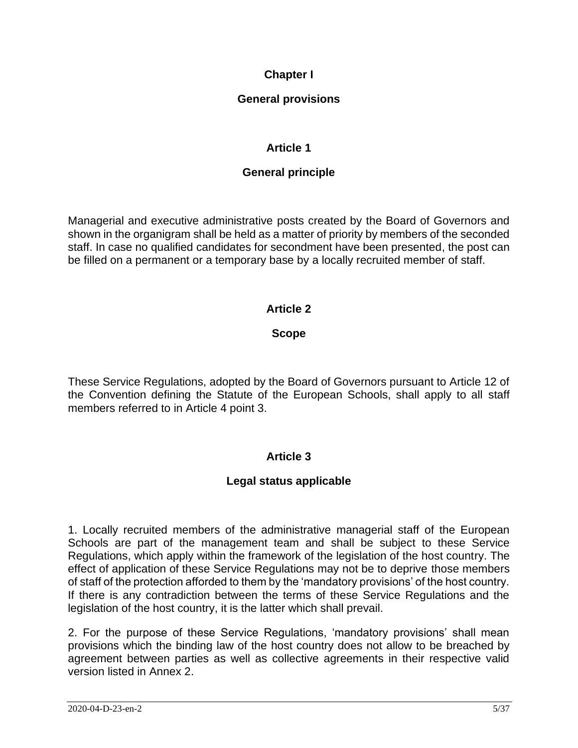# Chapter I

# General provisions

## Article 1

## General principle

Managerial and executive administrative posts created by the Board of Governors and shown in the organigram shall be held as a matter of priority by members of the seconded staff. In case no qualified candidates for secondment have been presented, the post can be filled on a permanent or a temporary base by a locally recruited member of staff.

## Article 2

## Scope

These Service Regulations, adopted by the Board of Governors pursuant to Article 12 of the Convention defining the Statute of the European Schools, shall apply to all staff members referred to in Article 4 point 3.

## Article 3

## Legal status applicable

1. Locally recruited members of the administrative managerial staff of the European Schools are part of the management team and shall be subject to these Service Regulations, which apply within the framework of the legislation of the host country. The effect of application of these Service Regulations may not be to deprive those members of staff of the protection afforded to them by the 'mandatory provisions' of the host country. If there is any contradiction between the terms of these Service Regulations and the legislation of the host country, it is the latter which shall prevail.

2. For the purpose of these Service Regulations, 'mandatory provisions' shall mean provisions which the binding law of the host country does not allow to be breached by agreement between parties as well as collective agreements in their respective valid version listed in Annex 2.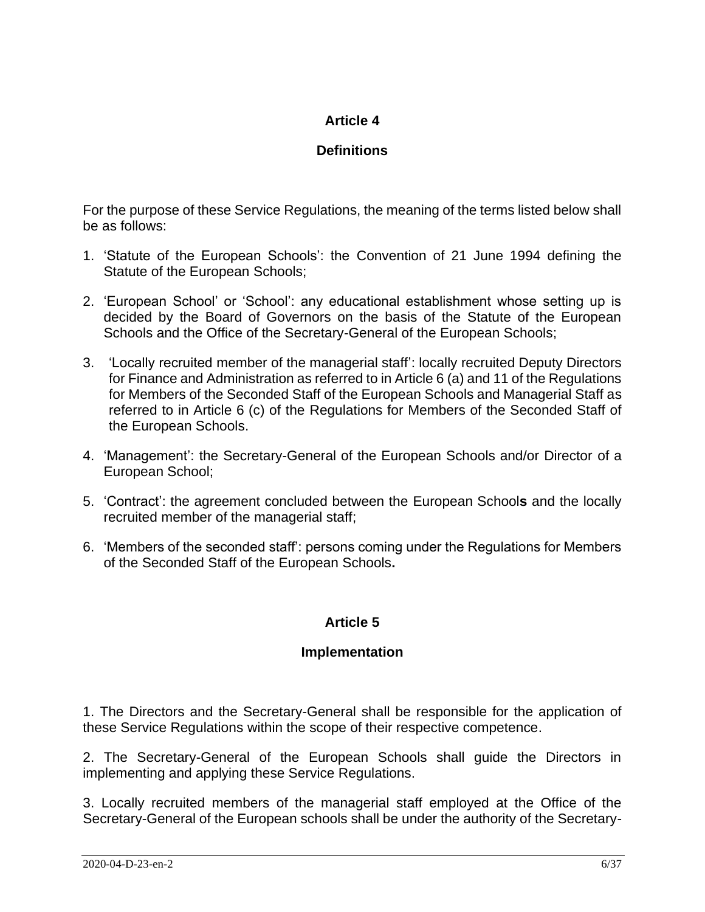## Article 4

### Definitions

For the purpose of these Service Regulations, the meaning of the terms listed below shall be as follows:

1. 'Statute of the European Schools': the Convention of 21 June 1994 defining the Statute of the European Schools;
2. 'European School' or 'School': any educational establishment whose setting up is decided by the Board of Governors on the basis of the Statute of the European Schools and the Office of the Secretary-General of the European Schools;
3. 'Locally recruited member of the managerial staff': locally recruited Deputy Directors for Finance and Administration as referred to in Article 6 (a) and 11 of the Regulations for Members of the Seconded Staff of the European Schools and Managerial Staff as referred to in Article 6 (c) of the Regulations for Members of the Seconded Staff of the European Schools.
4. 'Management': the Secretary-General of the European Schools and/or Director of a European School;
5. 'Contract': the agreement concluded between the European School**s** and the locally recruited member of the managerial staff;
6. 'Members of the seconded staff': persons coming under the Regulations for Members of the Seconded Staff of the European Schools**.**

## Article 5

### Implementation

1. The Directors and the Secretary-General shall be responsible for the application of these Service Regulations within the scope of their respective competence.

2. The Secretary-General of the European Schools shall guide the Directors in implementing and applying these Service Regulations.

3. Locally recruited members of the managerial staff employed at the Office of the Secretary-General of the European schools shall be under the authority of the Secretary-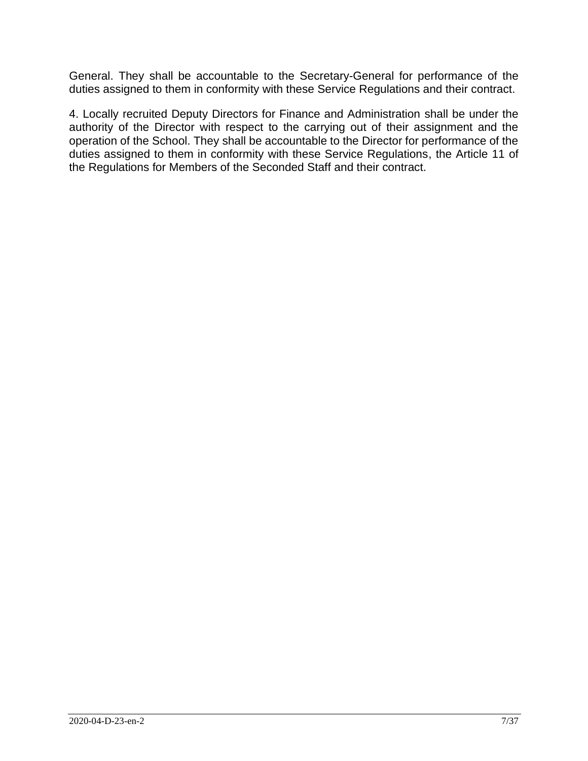General. They shall be accountable to the Secretary-General for performance of the duties assigned to them in conformity with these Service Regulations and their contract.

4. Locally recruited Deputy Directors for Finance and Administration shall be under the authority of the Director with respect to the carrying out of their assignment and the operation of the School. They shall be accountable to the Director for performance of the duties assigned to them in conformity with these Service Regulations, the Article 11 of the Regulations for Members of the Seconded Staff and their contract.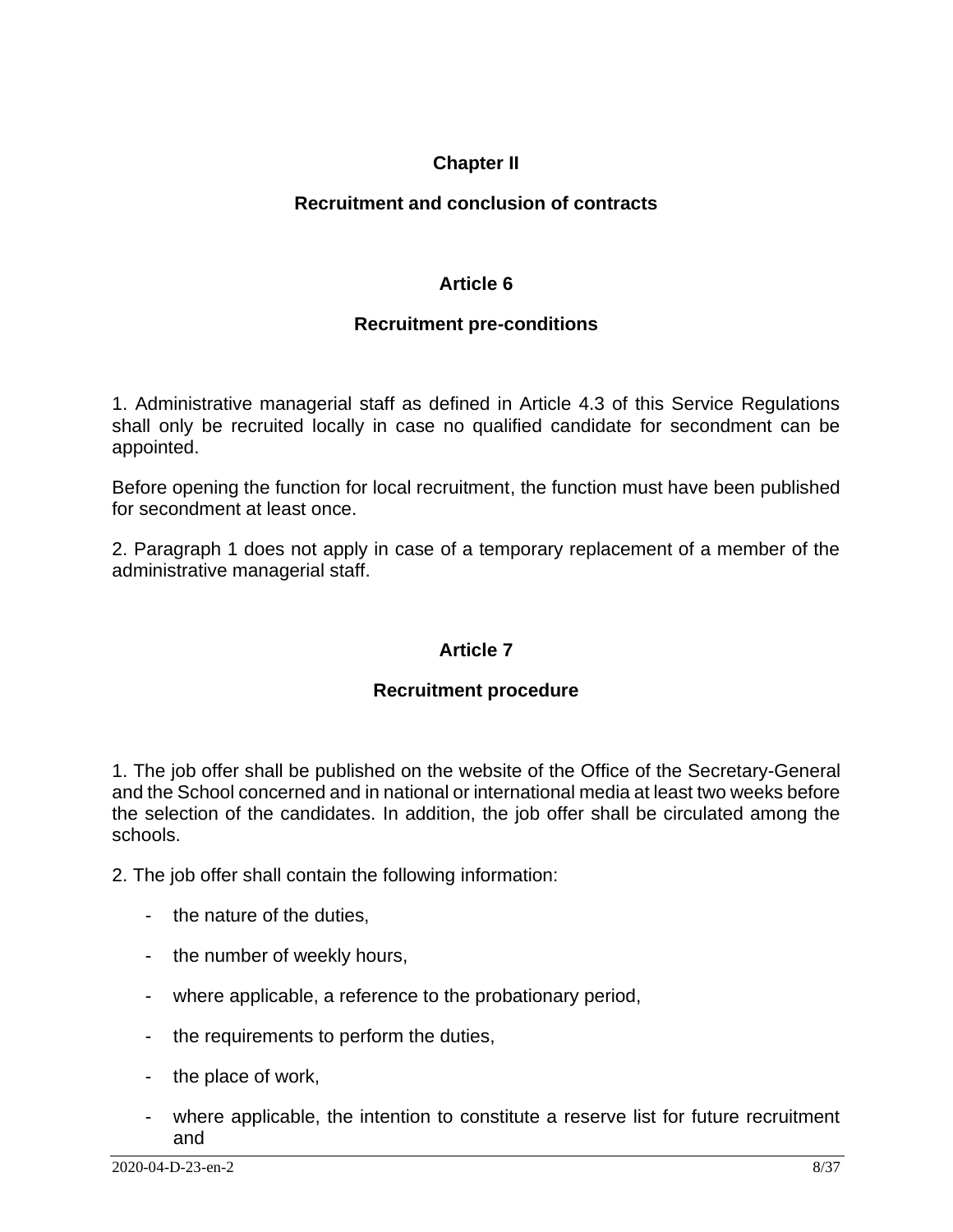## Chapter II

## Recruitment and conclusion of contracts

### Article 6

### Recruitment pre-conditions

1. Administrative managerial staff as defined in Article 4.3 of this Service Regulations shall only be recruited locally in case no qualified candidate for secondment can be appointed.

Before opening the function for local recruitment, the function must have been published for secondment at least once.

2. Paragraph 1 does not apply in case of a temporary replacement of a member of the administrative managerial staff.

### Article 7

### Recruitment procedure

1. The job offer shall be published on the website of the Office of the Secretary-General and the School concerned and in national or international media at least two weeks before the selection of the candidates. In addition, the job offer shall be circulated among the schools.

2. The job offer shall contain the following information:

- the nature of the duties,
- the number of weekly hours,
- where applicable, a reference to the probationary period,
- the requirements to perform the duties,
- the place of work,
- where applicable, the intention to constitute a reserve list for future recruitment and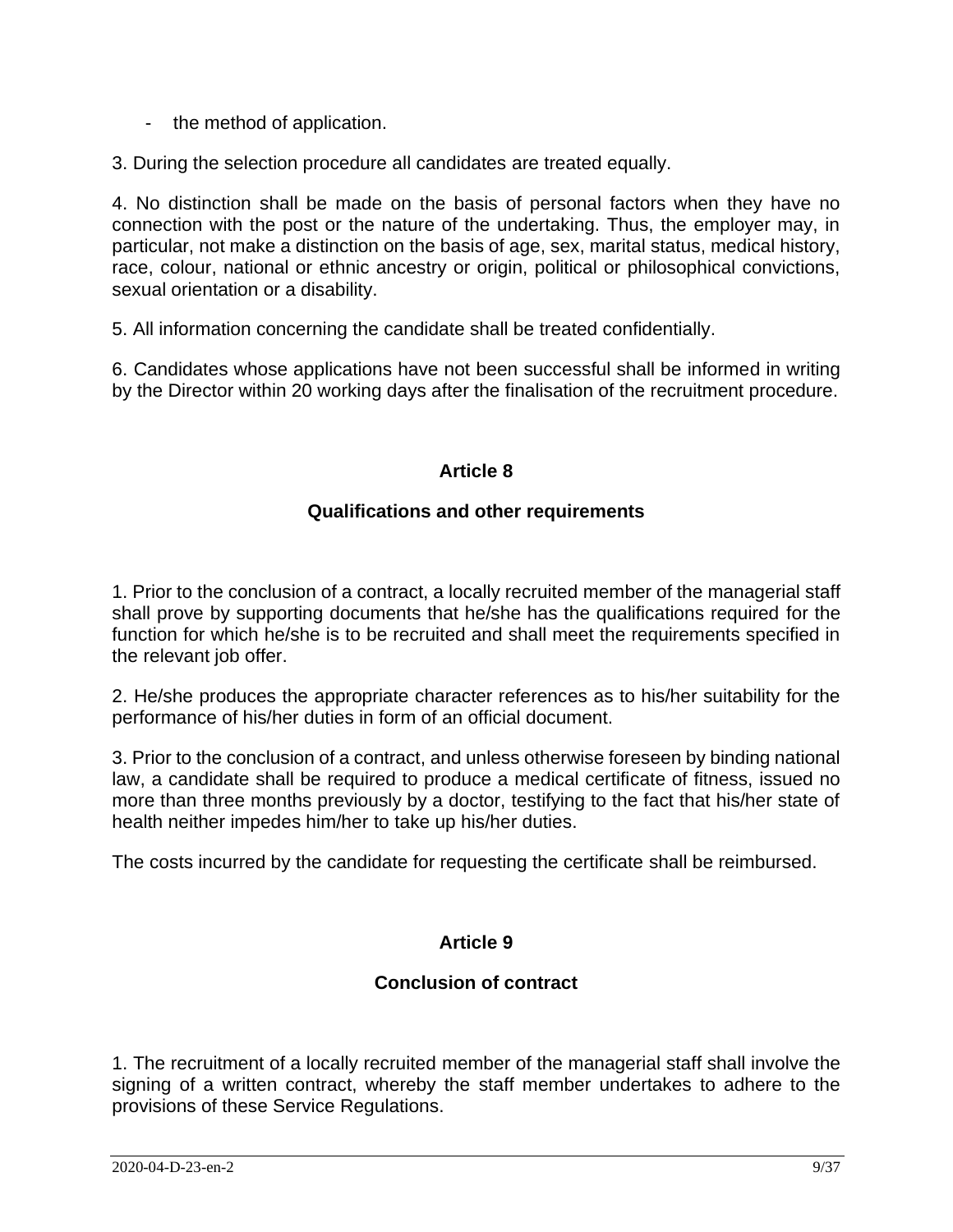- the method of application.

3. During the selection procedure all candidates are treated equally.

4. No distinction shall be made on the basis of personal factors when they have no connection with the post or the nature of the undertaking. Thus, the employer may, in particular, not make a distinction on the basis of age, sex, marital status, medical history, race, colour, national or ethnic ancestry or origin, political or philosophical convictions, sexual orientation or a disability.

5. All information concerning the candidate shall be treated confidentially.

6. Candidates whose applications have not been successful shall be informed in writing by the Director within 20 working days after the finalisation of the recruitment procedure.

## Article 8

### Qualifications and other requirements

1. Prior to the conclusion of a contract, a locally recruited member of the managerial staff shall prove by supporting documents that he/she has the qualifications required for the function for which he/she is to be recruited and shall meet the requirements specified in the relevant job offer.

2. He/she produces the appropriate character references as to his/her suitability for the performance of his/her duties in form of an official document.

3. Prior to the conclusion of a contract, and unless otherwise foreseen by binding national law, a candidate shall be required to produce a medical certificate of fitness, issued no more than three months previously by a doctor, testifying to the fact that his/her state of health neither impedes him/her to take up his/her duties.

The costs incurred by the candidate for requesting the certificate shall be reimbursed.

## Article 9

### Conclusion of contract

1. The recruitment of a locally recruited member of the managerial staff shall involve the signing of a written contract, whereby the staff member undertakes to adhere to the provisions of these Service Regulations.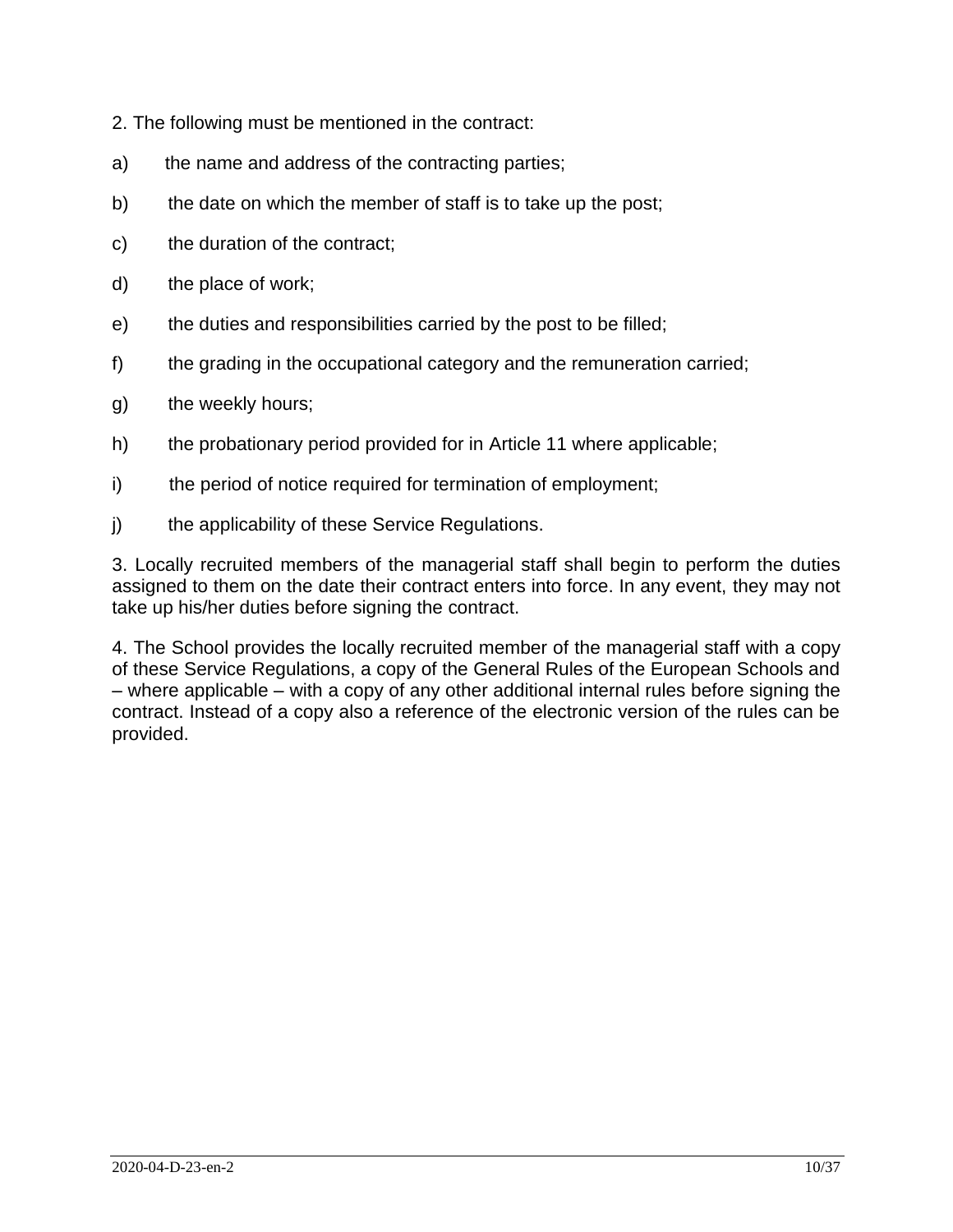2. The following must be mentioned in the contract:

a) the name and address of the contracting parties;

b) the date on which the member of staff is to take up the post;

c) the duration of the contract;

d) the place of work;

e) the duties and responsibilities carried by the post to be filled;

f) the grading in the occupational category and the remuneration carried;

g) the weekly hours;

h) the probationary period provided for in Article 11 where applicable;

i) the period of notice required for termination of employment;

j) the applicability of these Service Regulations.

3. Locally recruited members of the managerial staff shall begin to perform the duties assigned to them on the date their contract enters into force. In any event, they may not take up his/her duties before signing the contract.

4. The School provides the locally recruited member of the managerial staff with a copy of these Service Regulations, a copy of the General Rules of the European Schools and – where applicable – with a copy of any other additional internal rules before signing the contract. Instead of a copy also a reference of the electronic version of the rules can be provided.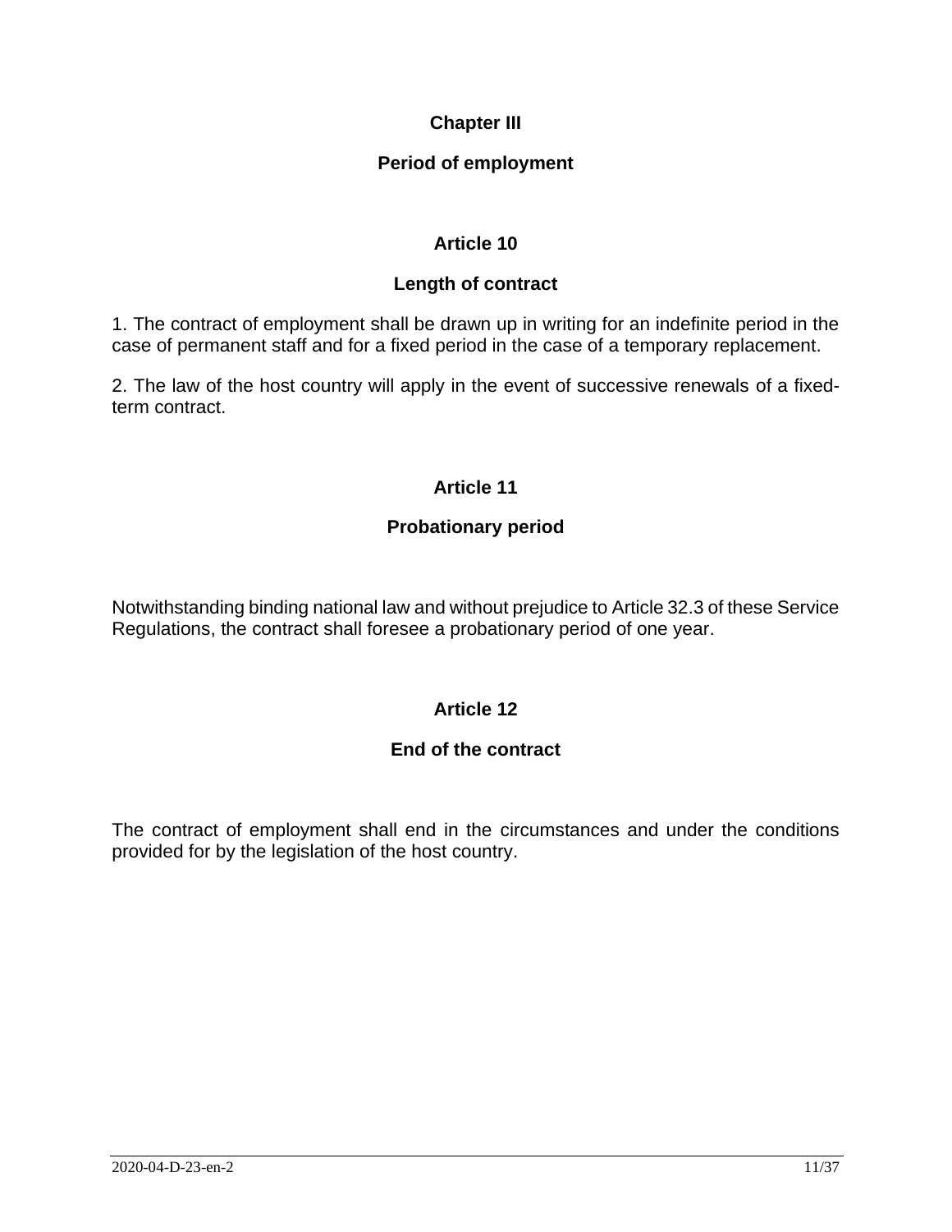## Chapter III

## Period of employment

### Article 10

### Length of contract

1. The contract of employment shall be drawn up in writing for an indefinite period in the case of permanent staff and for a fixed period in the case of a temporary replacement.

2. The law of the host country will apply in the event of successive renewals of a fixed-term contract.

### Article 11

### Probationary period

Notwithstanding binding national law and without prejudice to Article 32.3 of these Service Regulations, the contract shall foresee a probationary period of one year.

### Article 12

### End of the contract

The contract of employment shall end in the circumstances and under the conditions provided for by the legislation of the host country.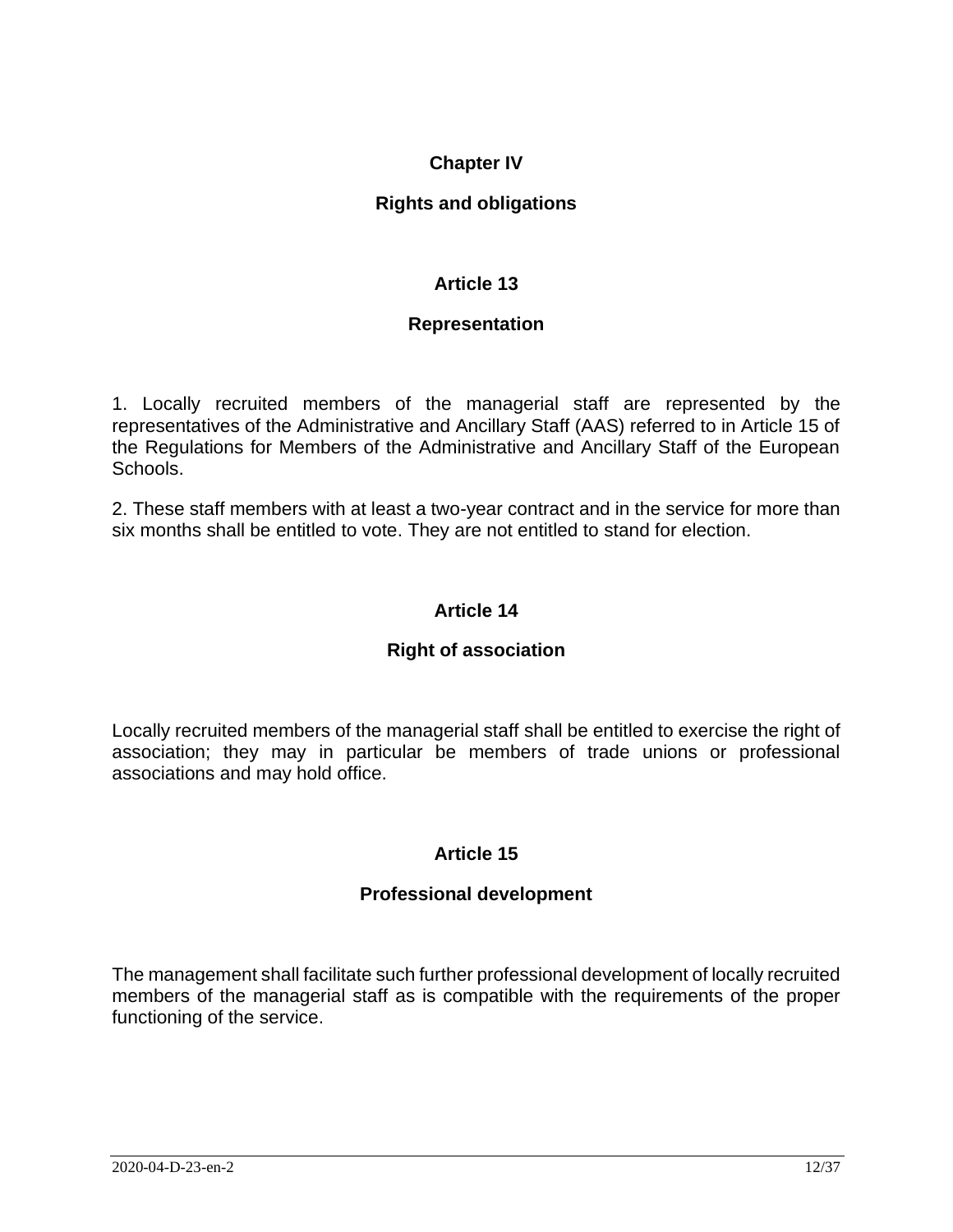## Chapter IV

## Rights and obligations

### Article 13

### Representation

1. Locally recruited members of the managerial staff are represented by the representatives of the Administrative and Ancillary Staff (AAS) referred to in Article 15 of the Regulations for Members of the Administrative and Ancillary Staff of the European Schools.

2. These staff members with at least a two-year contract and in the service for more than six months shall be entitled to vote. They are not entitled to stand for election.

### Article 14

### Right of association

Locally recruited members of the managerial staff shall be entitled to exercise the right of association; they may in particular be members of trade unions or professional associations and may hold office.

### Article 15

### Professional development

The management shall facilitate such further professional development of locally recruited members of the managerial staff as is compatible with the requirements of the proper functioning of the service.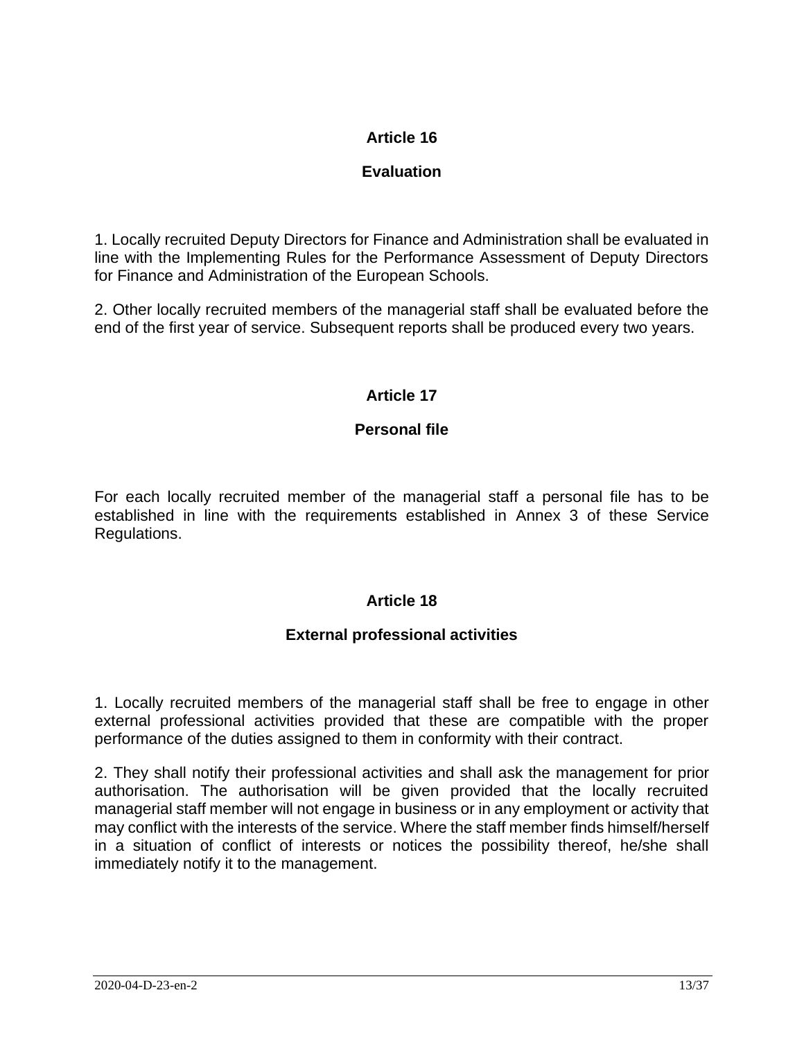## Article 16

## Evaluation

1. Locally recruited Deputy Directors for Finance and Administration shall be evaluated in line with the Implementing Rules for the Performance Assessment of Deputy Directors for Finance and Administration of the European Schools.

2. Other locally recruited members of the managerial staff shall be evaluated before the end of the first year of service. Subsequent reports shall be produced every two years.

## Article 17

## Personal file

For each locally recruited member of the managerial staff a personal file has to be established in line with the requirements established in Annex 3 of these Service Regulations.

## Article 18

## External professional activities

1. Locally recruited members of the managerial staff shall be free to engage in other external professional activities provided that these are compatible with the proper performance of the duties assigned to them in conformity with their contract.

2. They shall notify their professional activities and shall ask the management for prior authorisation. The authorisation will be given provided that the locally recruited managerial staff member will not engage in business or in any employment or activity that may conflict with the interests of the service. Where the staff member finds himself/herself in a situation of conflict of interests or notices the possibility thereof, he/she shall immediately notify it to the management.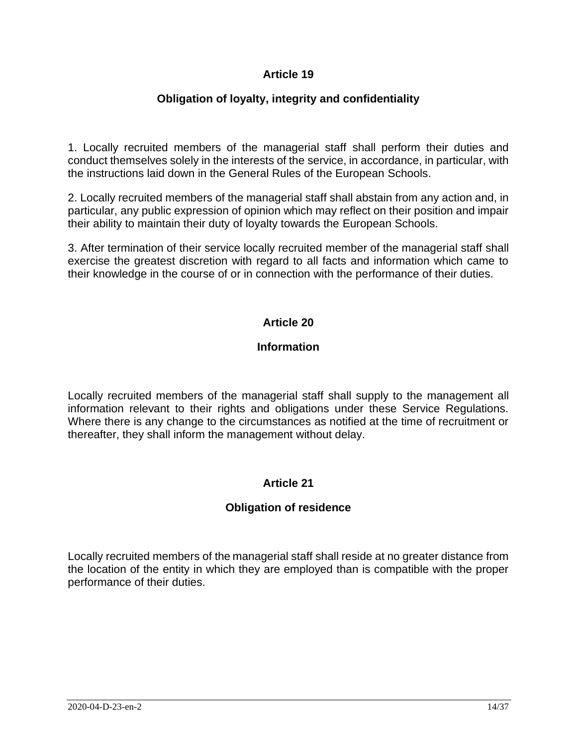## Article 19

### Obligation of loyalty, integrity and confidentiality

1. Locally recruited members of the managerial staff shall perform their duties and conduct themselves solely in the interests of the service, in accordance, in particular, with the instructions laid down in the General Rules of the European Schools.

2. Locally recruited members of the managerial staff shall abstain from any action and, in particular, any public expression of opinion which may reflect on their position and impair their ability to maintain their duty of loyalty towards the European Schools.

3. After termination of their service locally recruited member of the managerial staff shall exercise the greatest discretion with regard to all facts and information which came to their knowledge in the course of or in connection with the performance of their duties.

## Article 20

### Information

Locally recruited members of the managerial staff shall supply to the management all information relevant to their rights and obligations under these Service Regulations. Where there is any change to the circumstances as notified at the time of recruitment or thereafter, they shall inform the management without delay.

## Article 21

### Obligation of residence

Locally recruited members of the managerial staff shall reside at no greater distance from the location of the entity in which they are employed than is compatible with the proper performance of their duties.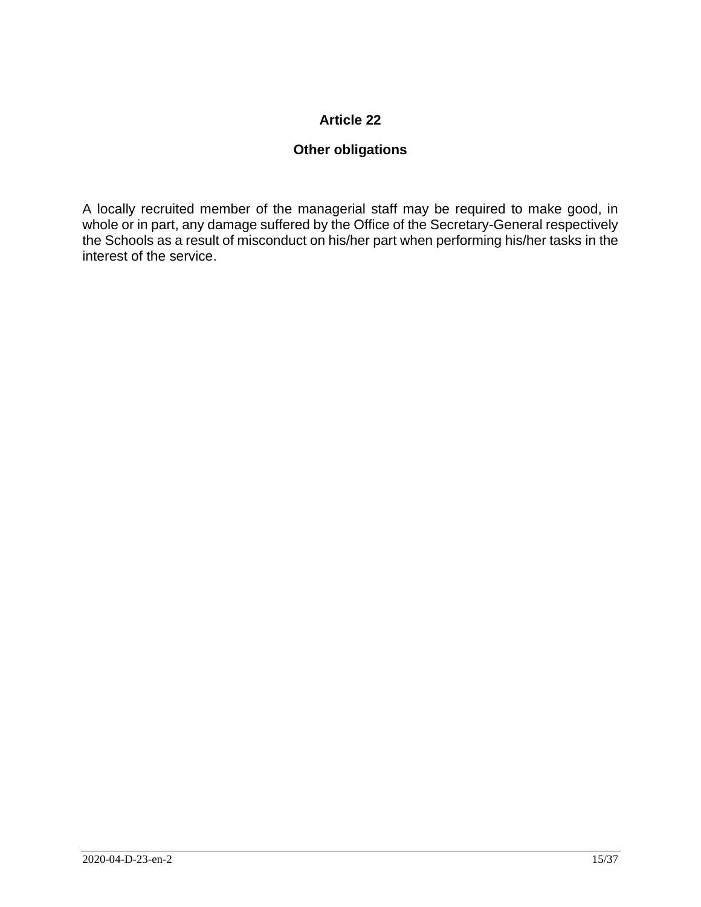## Article 22

## Other obligations

A locally recruited member of the managerial staff may be required to make good, in whole or in part, any damage suffered by the Office of the Secretary-General respectively the Schools as a result of misconduct on his/her part when performing his/her tasks in the interest of the service.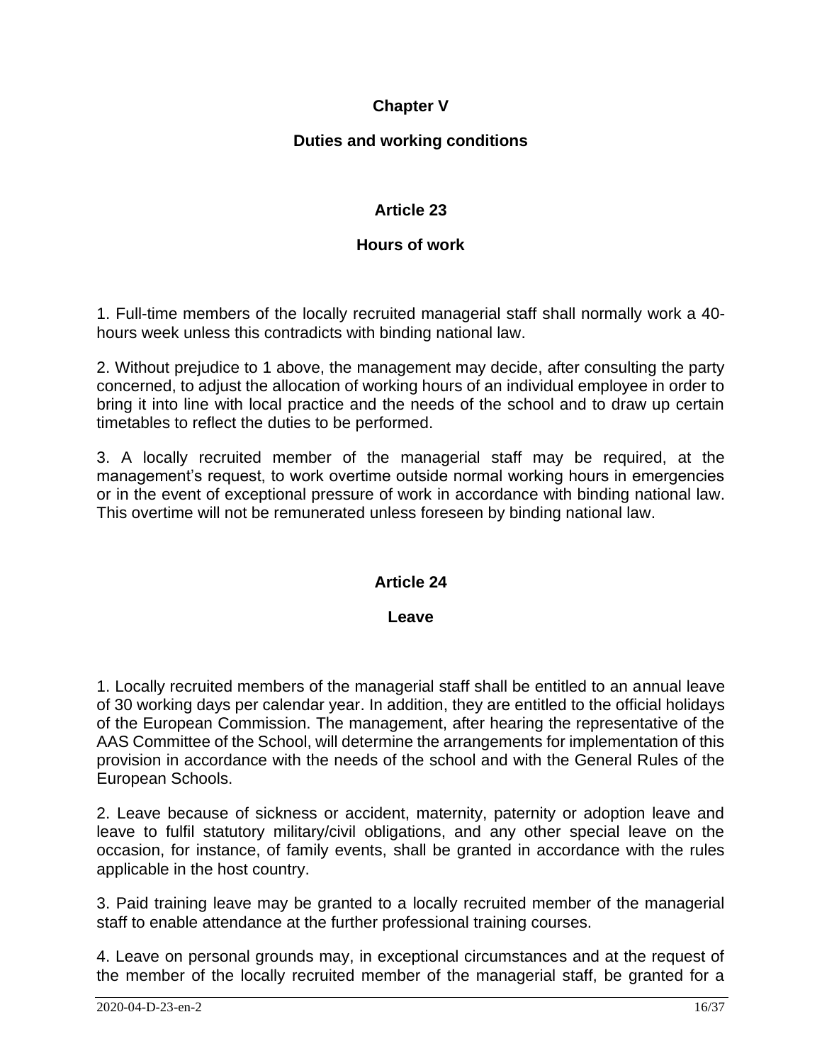## Chapter V

## Duties and working conditions

### Article 23

### Hours of work

1. Full-time members of the locally recruited managerial staff shall normally work a 40-hours week unless this contradicts with binding national law.

2. Without prejudice to 1 above, the management may decide, after consulting the party concerned, to adjust the allocation of working hours of an individual employee in order to bring it into line with local practice and the needs of the school and to draw up certain timetables to reflect the duties to be performed.

3. A locally recruited member of the managerial staff may be required, at the management's request, to work overtime outside normal working hours in emergencies or in the event of exceptional pressure of work in accordance with binding national law. This overtime will not be remunerated unless foreseen by binding national law.

### Article 24

### Leave

1. Locally recruited members of the managerial staff shall be entitled to an annual leave of 30 working days per calendar year. In addition, they are entitled to the official holidays of the European Commission. The management, after hearing the representative of the AAS Committee of the School, will determine the arrangements for implementation of this provision in accordance with the needs of the school and with the General Rules of the European Schools.

2. Leave because of sickness or accident, maternity, paternity or adoption leave and leave to fulfil statutory military/civil obligations, and any other special leave on the occasion, for instance, of family events, shall be granted in accordance with the rules applicable in the host country.

3. Paid training leave may be granted to a locally recruited member of the managerial staff to enable attendance at the further professional training courses.

4. Leave on personal grounds may, in exceptional circumstances and at the request of the member of the locally recruited member of the managerial staff, be granted for a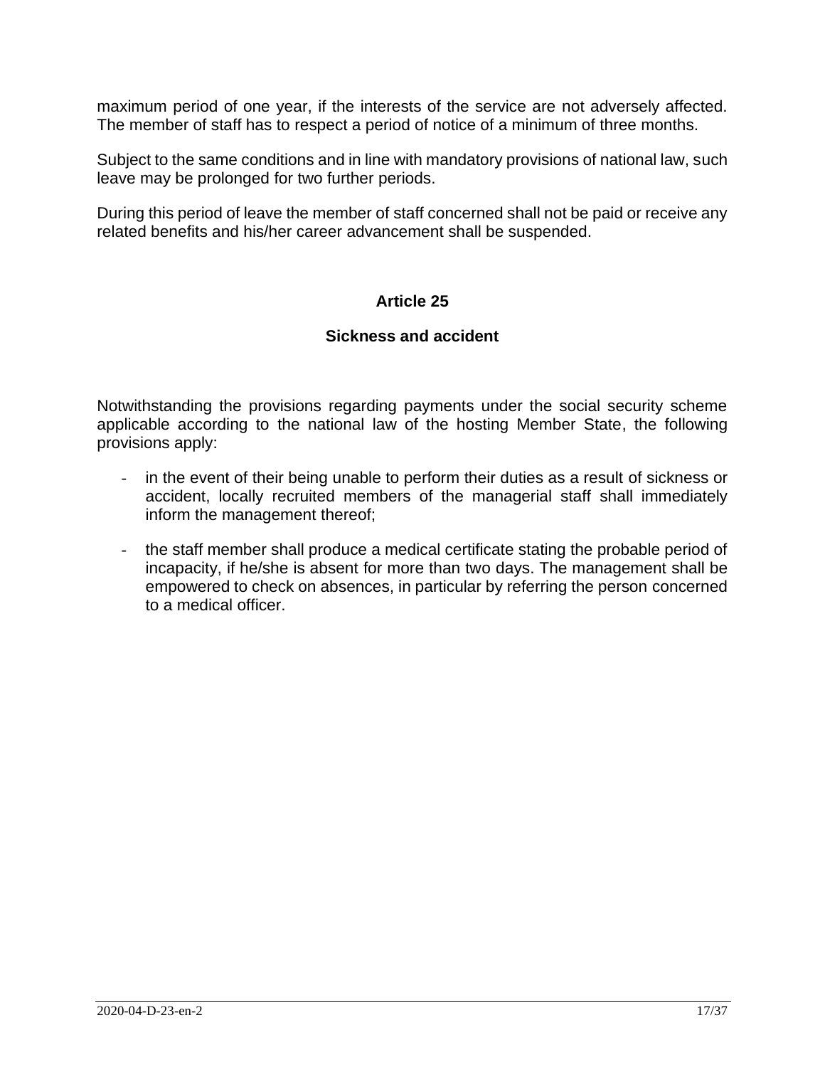maximum period of one year, if the interests of the service are not adversely affected. The member of staff has to respect a period of notice of a minimum of three months.

Subject to the same conditions and in line with mandatory provisions of national law, such leave may be prolonged for two further periods.

During this period of leave the member of staff concerned shall not be paid or receive any related benefits and his/her career advancement shall be suspended.

## Article 25

### Sickness and accident

Notwithstanding the provisions regarding payments under the social security scheme applicable according to the national law of the hosting Member State, the following provisions apply:

- in the event of their being unable to perform their duties as a result of sickness or accident, locally recruited members of the managerial staff shall immediately inform the management thereof;
- the staff member shall produce a medical certificate stating the probable period of incapacity, if he/she is absent for more than two days. The management shall be empowered to check on absences, in particular by referring the person concerned to a medical officer.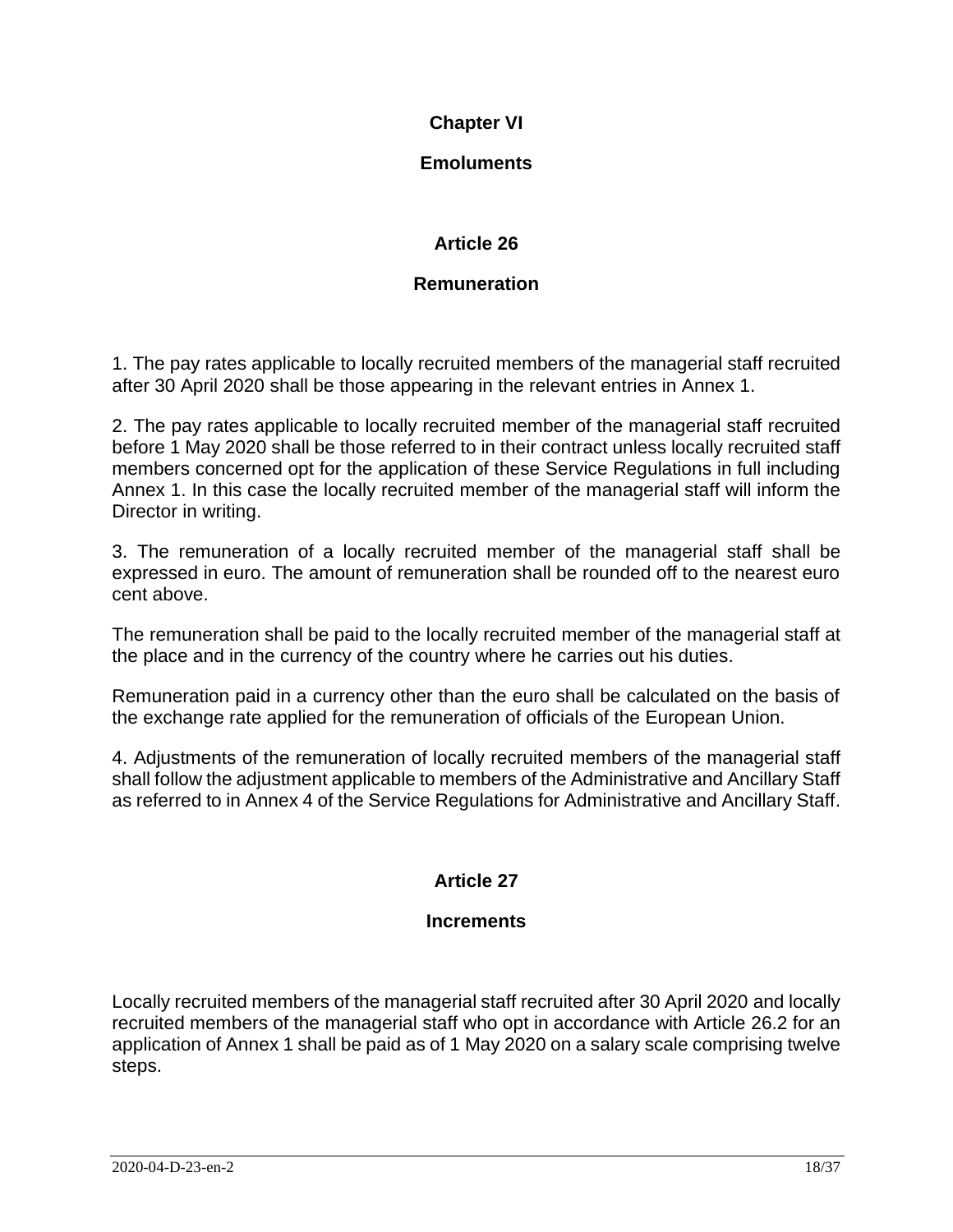## Chapter VI

## Emoluments

### Article 26

### Remuneration

1. The pay rates applicable to locally recruited members of the managerial staff recruited after 30 April 2020 shall be those appearing in the relevant entries in Annex 1.

2. The pay rates applicable to locally recruited member of the managerial staff recruited before 1 May 2020 shall be those referred to in their contract unless locally recruited staff members concerned opt for the application of these Service Regulations in full including Annex 1. In this case the locally recruited member of the managerial staff will inform the Director in writing.

3. The remuneration of a locally recruited member of the managerial staff shall be expressed in euro. The amount of remuneration shall be rounded off to the nearest euro cent above.

The remuneration shall be paid to the locally recruited member of the managerial staff at the place and in the currency of the country where he carries out his duties.

Remuneration paid in a currency other than the euro shall be calculated on the basis of the exchange rate applied for the remuneration of officials of the European Union.

4. Adjustments of the remuneration of locally recruited members of the managerial staff shall follow the adjustment applicable to members of the Administrative and Ancillary Staff as referred to in Annex 4 of the Service Regulations for Administrative and Ancillary Staff.

### Article 27

### Increments

Locally recruited members of the managerial staff recruited after 30 April 2020 and locally recruited members of the managerial staff who opt in accordance with Article 26.2 for an application of Annex 1 shall be paid as of 1 May 2020 on a salary scale comprising twelve steps.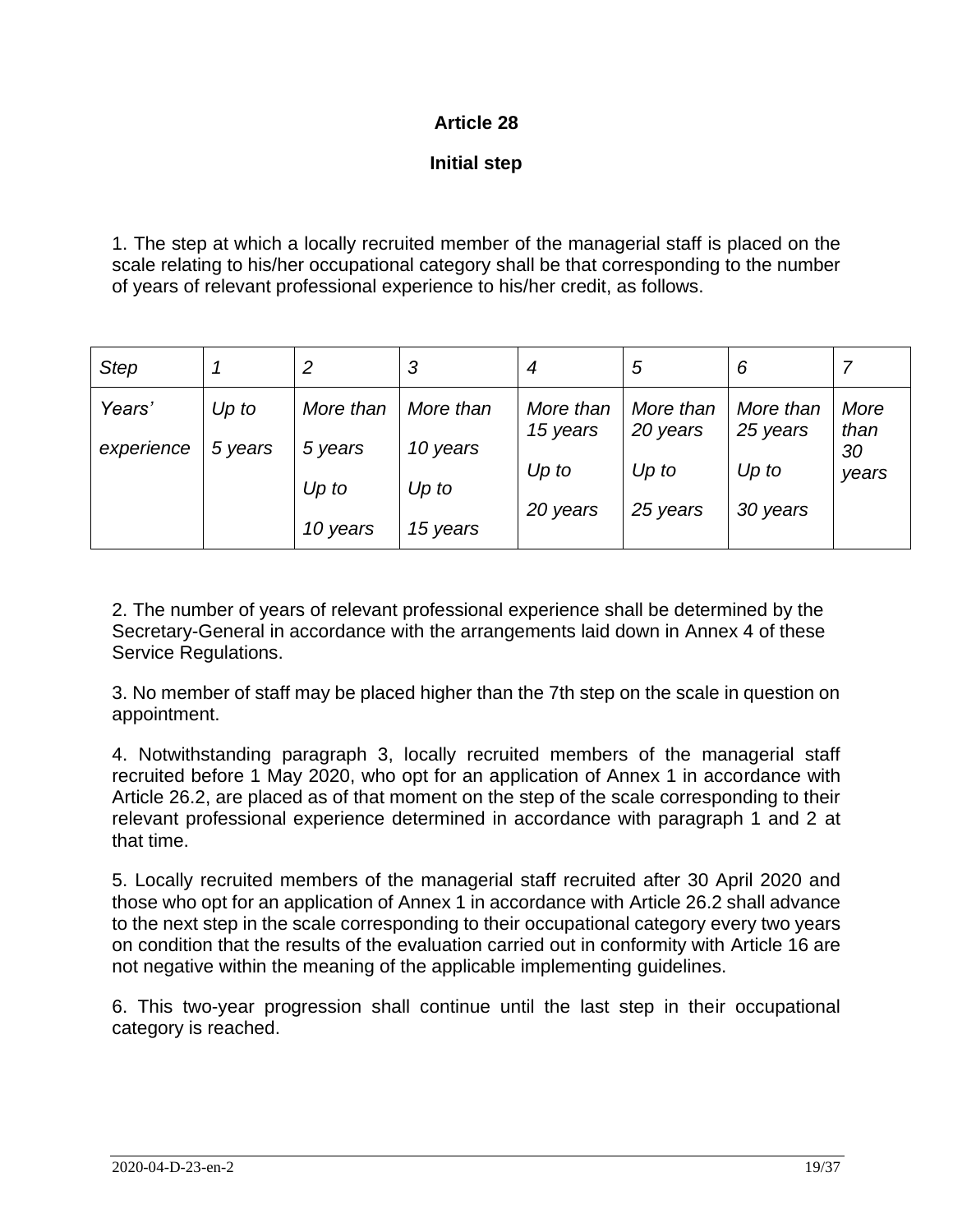**Article 28**

**Initial step**

1. The step at which a locally recruited member of the managerial staff is placed on the scale relating to his/her occupational category shall be that corresponding to the number of years of relevant professional experience to his/her credit, as follows.

| *Step* | *1* | *2* | *3* | *4* | *5* | *6* | *7* |
|---|---|---|---|---|---|---|---|
| *Years' experience* | *Up to 5 years* | *More than 5 years Up to 10 years* | *More than 10 years Up to 15 years* | *More than 15 years Up to 20 years* | *More than 20 years Up to 25 years* | *More than 25 years Up to 30 years* | *More than 30 years* |

2. The number of years of relevant professional experience shall be determined by the Secretary-General in accordance with the arrangements laid down in Annex 4 of these Service Regulations.

3. No member of staff may be placed higher than the 7th step on the scale in question on appointment.

4. Notwithstanding paragraph 3, locally recruited members of the managerial staff recruited before 1 May 2020, who opt for an application of Annex 1 in accordance with Article 26.2, are placed as of that moment on the step of the scale corresponding to their relevant professional experience determined in accordance with paragraph 1 and 2 at that time.

5. Locally recruited members of the managerial staff recruited after 30 April 2020 and those who opt for an application of Annex 1 in accordance with Article 26.2 shall advance to the next step in the scale corresponding to their occupational category every two years on condition that the results of the evaluation carried out in conformity with Article 16 are not negative within the meaning of the applicable implementing guidelines.

6. This two-year progression shall continue until the last step in their occupational category is reached.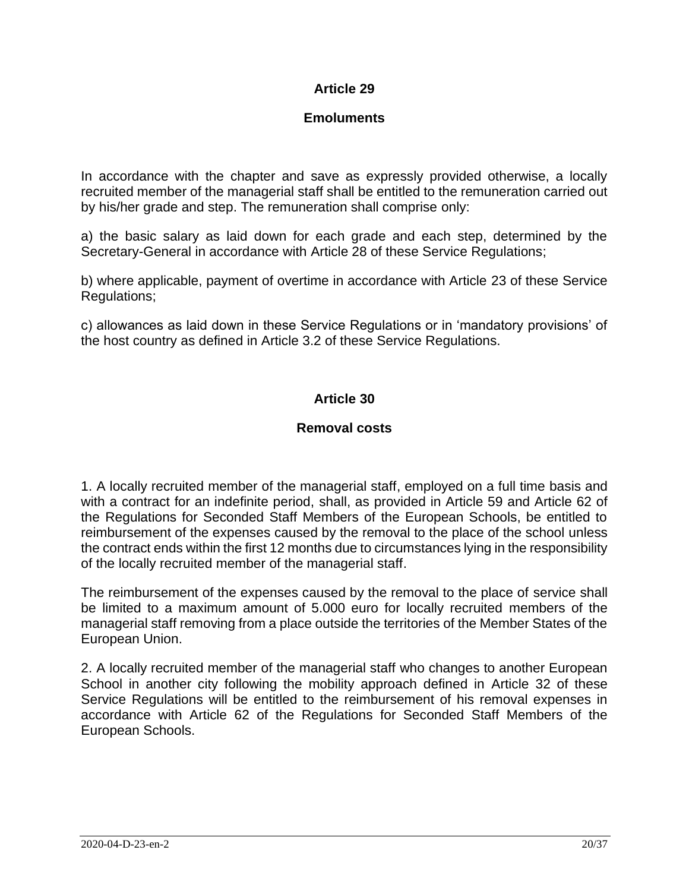## Article 29

### Emoluments

In accordance with the chapter and save as expressly provided otherwise, a locally recruited member of the managerial staff shall be entitled to the remuneration carried out by his/her grade and step. The remuneration shall comprise only:

a) the basic salary as laid down for each grade and each step, determined by the Secretary-General in accordance with Article 28 of these Service Regulations;

b) where applicable, payment of overtime in accordance with Article 23 of these Service Regulations;

c) allowances as laid down in these Service Regulations or in ‘mandatory provisions’ of the host country as defined in Article 3.2 of these Service Regulations.

## Article 30

### Removal costs

1. A locally recruited member of the managerial staff, employed on a full time basis and with a contract for an indefinite period, shall, as provided in Article 59 and Article 62 of the Regulations for Seconded Staff Members of the European Schools, be entitled to reimbursement of the expenses caused by the removal to the place of the school unless the contract ends within the first 12 months due to circumstances lying in the responsibility of the locally recruited member of the managerial staff.

The reimbursement of the expenses caused by the removal to the place of service shall be limited to a maximum amount of 5.000 euro for locally recruited members of the managerial staff removing from a place outside the territories of the Member States of the European Union.

2. A locally recruited member of the managerial staff who changes to another European School in another city following the mobility approach defined in Article 32 of these Service Regulations will be entitled to the reimbursement of his removal expenses in accordance with Article 62 of the Regulations for Seconded Staff Members of the European Schools.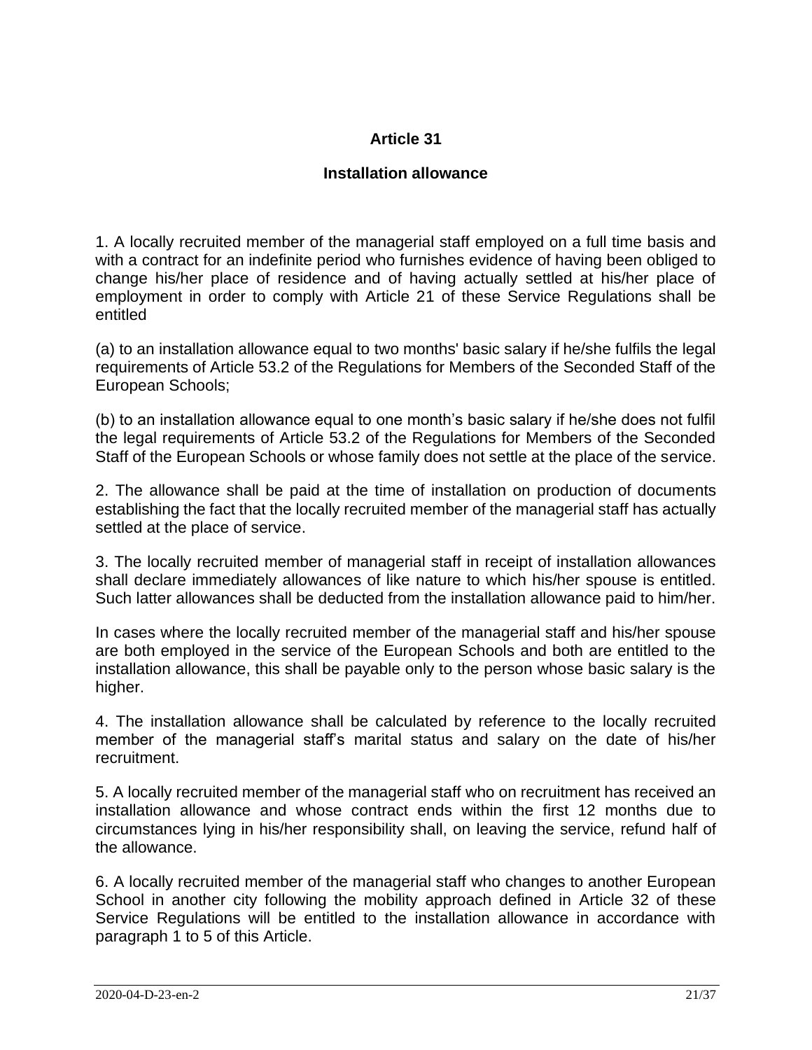## Article 31

### Installation allowance

1. A locally recruited member of the managerial staff employed on a full time basis and with a contract for an indefinite period who furnishes evidence of having been obliged to change his/her place of residence and of having actually settled at his/her place of employment in order to comply with Article 21 of these Service Regulations shall be entitled

(a) to an installation allowance equal to two months' basic salary if he/she fulfils the legal requirements of Article 53.2 of the Regulations for Members of the Seconded Staff of the European Schools;

(b) to an installation allowance equal to one month's basic salary if he/she does not fulfil the legal requirements of Article 53.2 of the Regulations for Members of the Seconded Staff of the European Schools or whose family does not settle at the place of the service.

2. The allowance shall be paid at the time of installation on production of documents establishing the fact that the locally recruited member of the managerial staff has actually settled at the place of service.

3. The locally recruited member of managerial staff in receipt of installation allowances shall declare immediately allowances of like nature to which his/her spouse is entitled. Such latter allowances shall be deducted from the installation allowance paid to him/her.

In cases where the locally recruited member of the managerial staff and his/her spouse are both employed in the service of the European Schools and both are entitled to the installation allowance, this shall be payable only to the person whose basic salary is the higher.

4. The installation allowance shall be calculated by reference to the locally recruited member of the managerial staff's marital status and salary on the date of his/her recruitment.

5. A locally recruited member of the managerial staff who on recruitment has received an installation allowance and whose contract ends within the first 12 months due to circumstances lying in his/her responsibility shall, on leaving the service, refund half of the allowance.

6. A locally recruited member of the managerial staff who changes to another European School in another city following the mobility approach defined in Article 32 of these Service Regulations will be entitled to the installation allowance in accordance with paragraph 1 to 5 of this Article.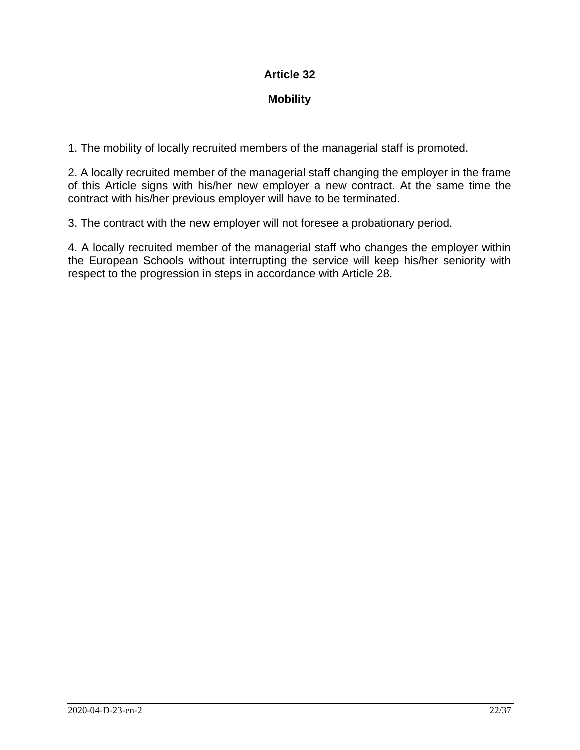## Article 32

## Mobility

1. The mobility of locally recruited members of the managerial staff is promoted.

2. A locally recruited member of the managerial staff changing the employer in the frame of this Article signs with his/her new employer a new contract. At the same time the contract with his/her previous employer will have to be terminated.

3. The contract with the new employer will not foresee a probationary period.

4. A locally recruited member of the managerial staff who changes the employer within the European Schools without interrupting the service will keep his/her seniority with respect to the progression in steps in accordance with Article 28.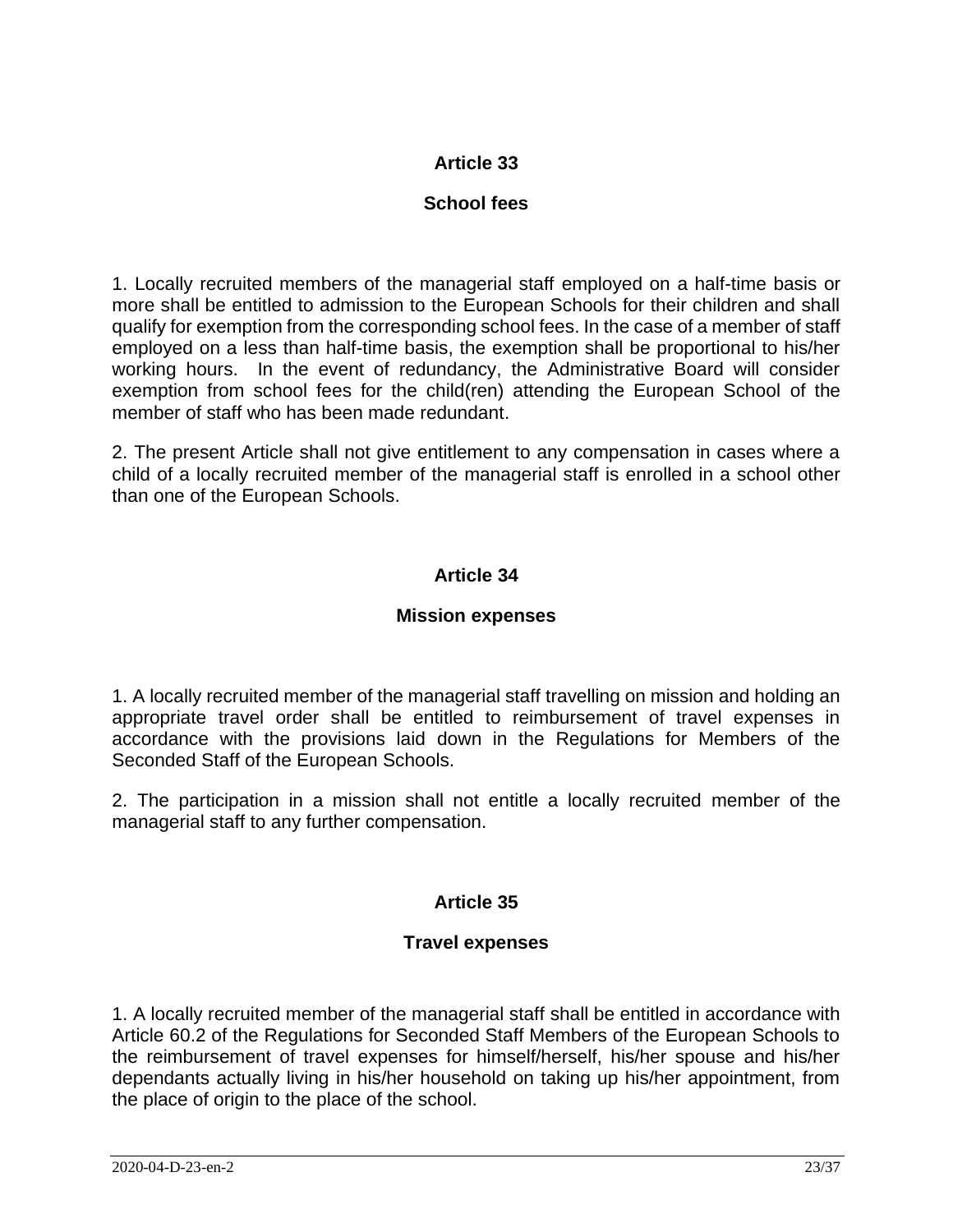## Article 33

### School fees

1. Locally recruited members of the managerial staff employed on a half-time basis or more shall be entitled to admission to the European Schools for their children and shall qualify for exemption from the corresponding school fees. In the case of a member of staff employed on a less than half-time basis, the exemption shall be proportional to his/her working hours. In the event of redundancy, the Administrative Board will consider exemption from school fees for the child(ren) attending the European School of the member of staff who has been made redundant.

2. The present Article shall not give entitlement to any compensation in cases where a child of a locally recruited member of the managerial staff is enrolled in a school other than one of the European Schools.

## Article 34

### Mission expenses

1. A locally recruited member of the managerial staff travelling on mission and holding an appropriate travel order shall be entitled to reimbursement of travel expenses in accordance with the provisions laid down in the Regulations for Members of the Seconded Staff of the European Schools.

2. The participation in a mission shall not entitle a locally recruited member of the managerial staff to any further compensation.

## Article 35

### Travel expenses

1. A locally recruited member of the managerial staff shall be entitled in accordance with Article 60.2 of the Regulations for Seconded Staff Members of the European Schools to the reimbursement of travel expenses for himself/herself, his/her spouse and his/her dependants actually living in his/her household on taking up his/her appointment, from the place of origin to the place of the school.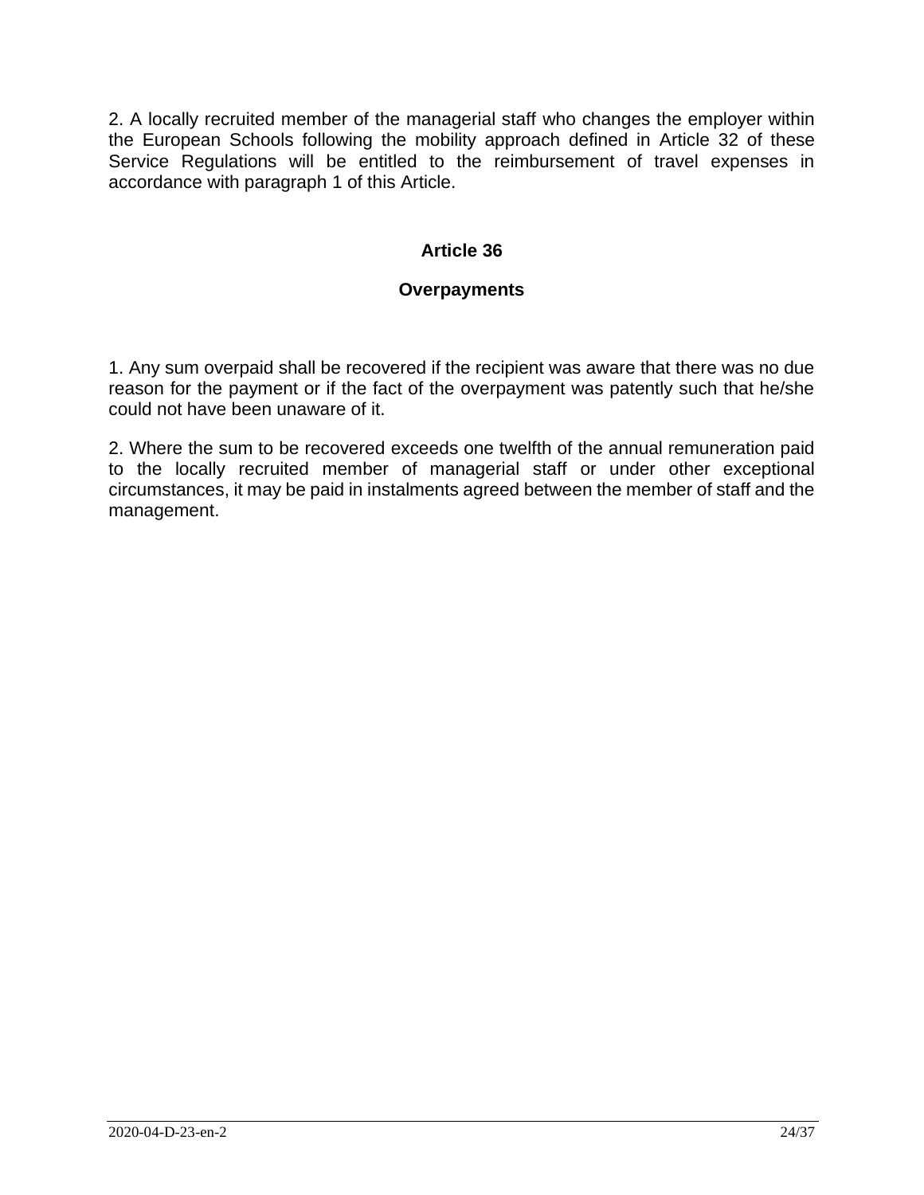2. A locally recruited member of the managerial staff who changes the employer within the European Schools following the mobility approach defined in Article 32 of these Service Regulations will be entitled to the reimbursement of travel expenses in accordance with paragraph 1 of this Article.

## Article 36

### Overpayments

1. Any sum overpaid shall be recovered if the recipient was aware that there was no due reason for the payment or if the fact of the overpayment was patently such that he/she could not have been unaware of it.

2. Where the sum to be recovered exceeds one twelfth of the annual remuneration paid to the locally recruited member of managerial staff or under other exceptional circumstances, it may be paid in instalments agreed between the member of staff and the management.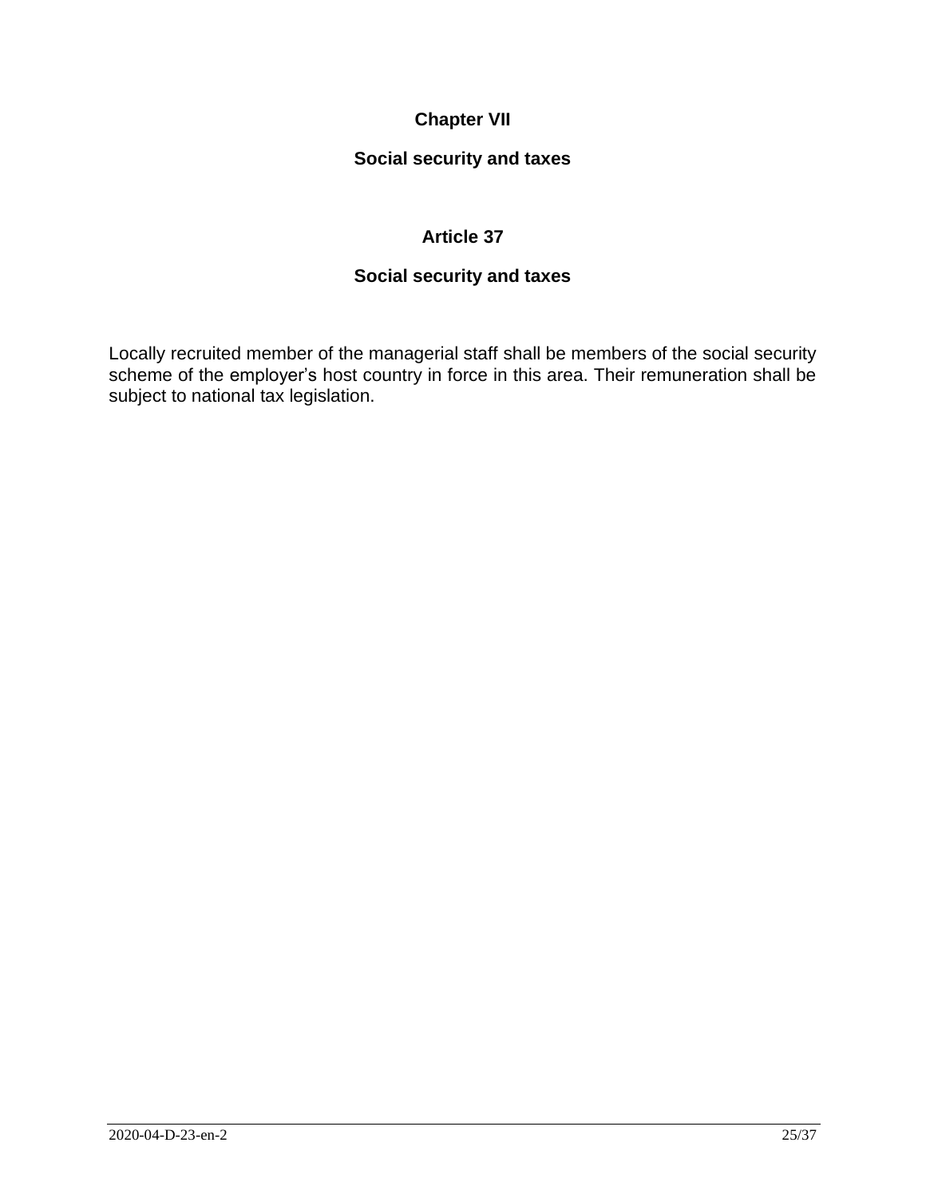## Chapter VII

## Social security and taxes

### Article 37

### Social security and taxes

Locally recruited member of the managerial staff shall be members of the social security scheme of the employer’s host country in force in this area. Their remuneration shall be subject to national tax legislation.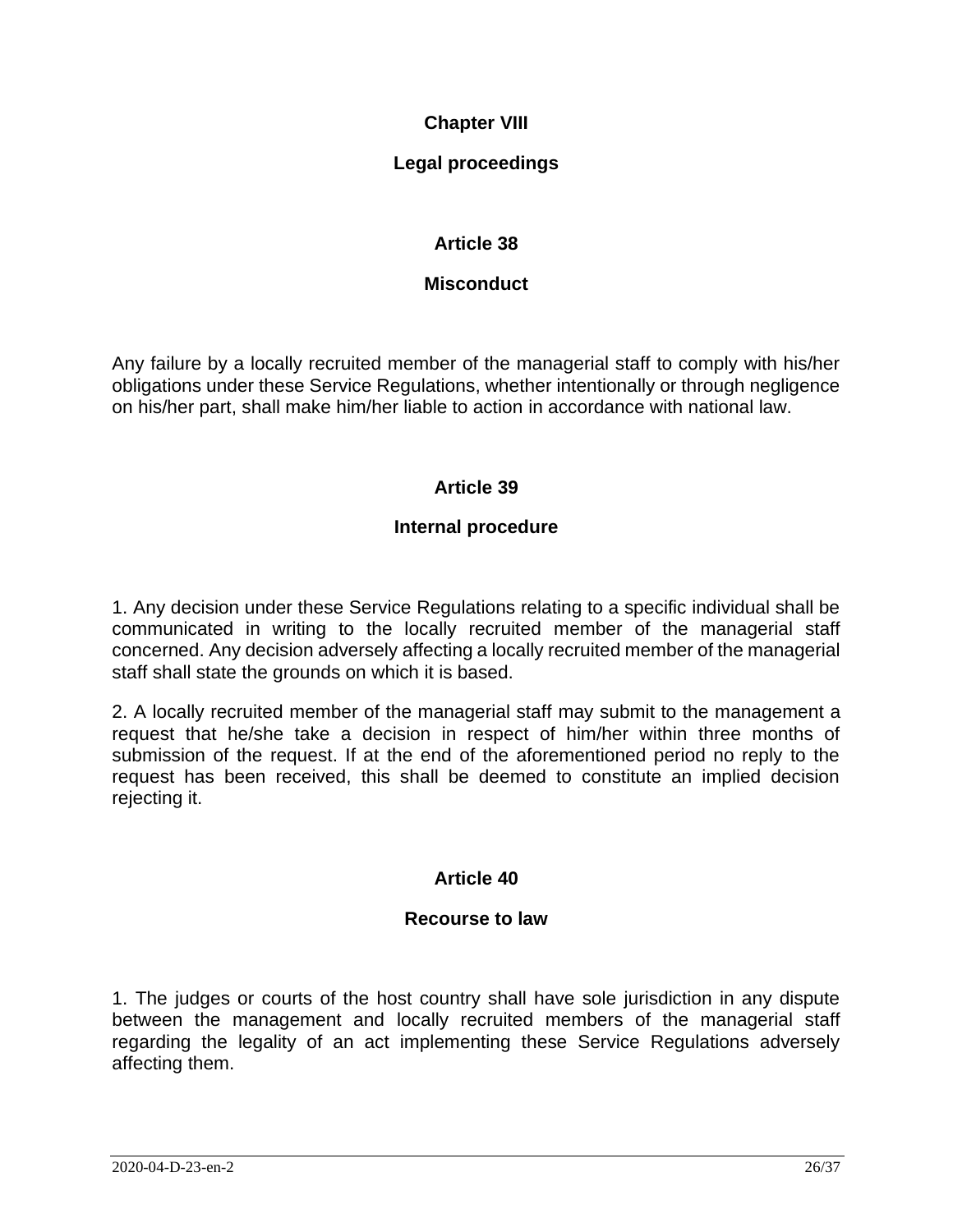## Chapter VIII

## Legal proceedings

### Article 38

### Misconduct

Any failure by a locally recruited member of the managerial staff to comply with his/her obligations under these Service Regulations, whether intentionally or through negligence on his/her part, shall make him/her liable to action in accordance with national law.

### Article 39

### Internal procedure

1. Any decision under these Service Regulations relating to a specific individual shall be communicated in writing to the locally recruited member of the managerial staff concerned. Any decision adversely affecting a locally recruited member of the managerial staff shall state the grounds on which it is based.

2. A locally recruited member of the managerial staff may submit to the management a request that he/she take a decision in respect of him/her within three months of submission of the request. If at the end of the aforementioned period no reply to the request has been received, this shall be deemed to constitute an implied decision rejecting it.

### Article 40

### Recourse to law

1. The judges or courts of the host country shall have sole jurisdiction in any dispute between the management and locally recruited members of the managerial staff regarding the legality of an act implementing these Service Regulations adversely affecting them.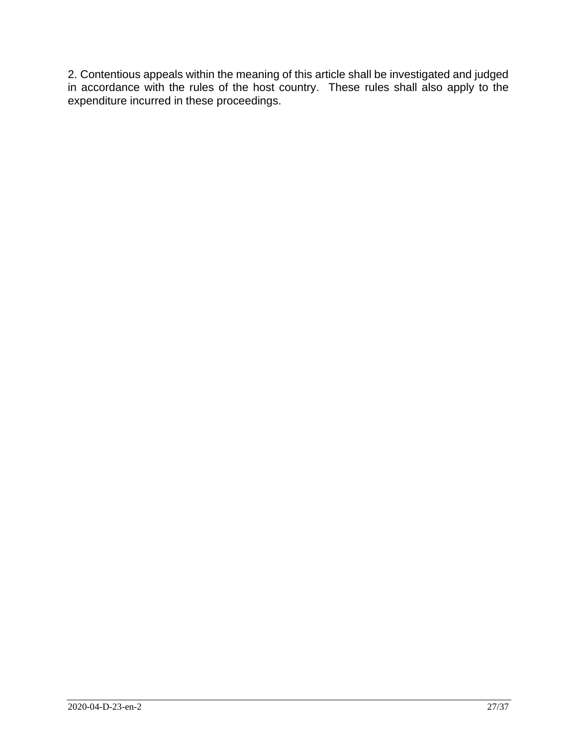2. Contentious appeals within the meaning of this article shall be investigated and judged in accordance with the rules of the host country. These rules shall also apply to the expenditure incurred in these proceedings.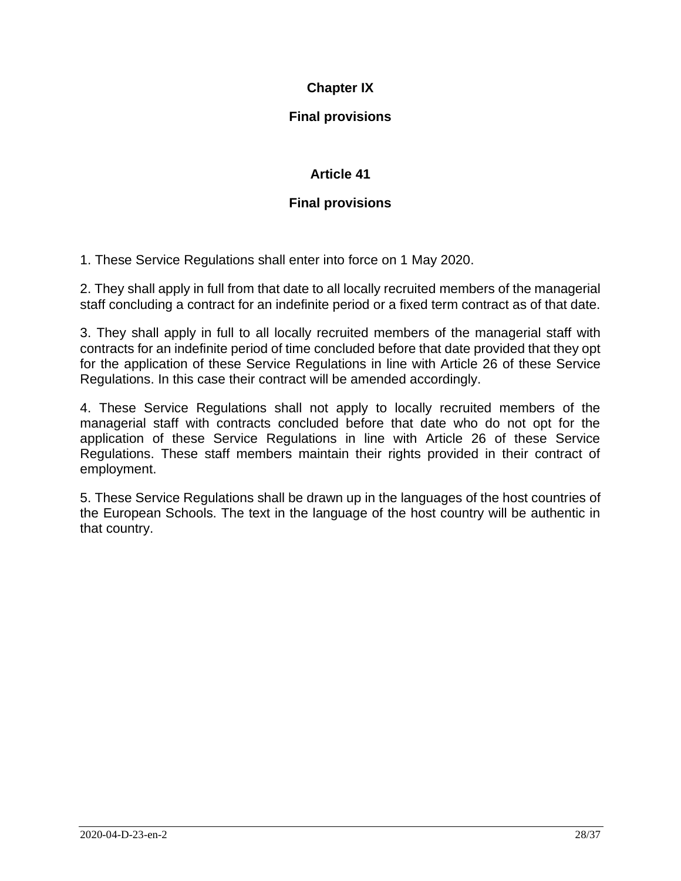## Chapter IX

## Final provisions

### Article 41

### Final provisions

1. These Service Regulations shall enter into force on 1 May 2020.

2. They shall apply in full from that date to all locally recruited members of the managerial staff concluding a contract for an indefinite period or a fixed term contract as of that date.

3. They shall apply in full to all locally recruited members of the managerial staff with contracts for an indefinite period of time concluded before that date provided that they opt for the application of these Service Regulations in line with Article 26 of these Service Regulations. In this case their contract will be amended accordingly.

4. These Service Regulations shall not apply to locally recruited members of the managerial staff with contracts concluded before that date who do not opt for the application of these Service Regulations in line with Article 26 of these Service Regulations. These staff members maintain their rights provided in their contract of employment.

5. These Service Regulations shall be drawn up in the languages of the host countries of the European Schools. The text in the language of the host country will be authentic in that country.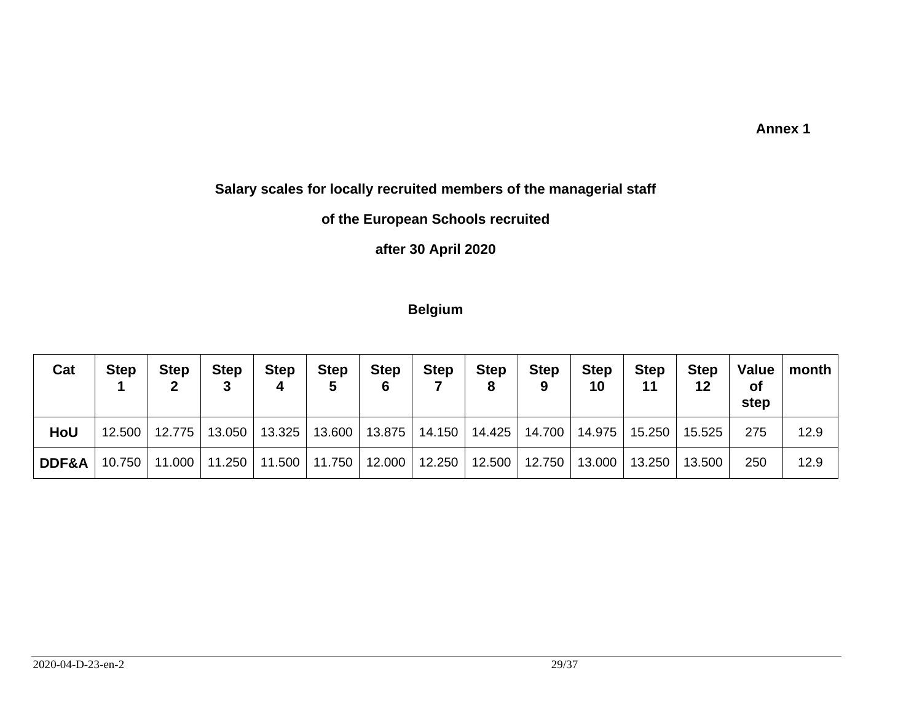**Annex 1**

**Salary scales for locally recruited members of the managerial staff**

**of the European Schools recruited**

**after 30 April 2020**

**Belgium**

| Cat | Step 1 | Step 2 | Step 3 | Step 4 | Step 5 | Step 6 | Step 7 | Step 8 | Step 9 | Step 10 | Step 11 | Step 12 | Value of step | month |
|---|---|---|---|---|---|---|---|---|---|---|---|---|---|---|
| **HoU** | 12.500 | 12.775 | 13.050 | 13.325 | 13.600 | 13.875 | 14.150 | 14.425 | 14.700 | 14.975 | 15.250 | 15.525 | 275 | 12.9 |
| **DDF&A** | 10.750 | 11.000 | 11.250 | 11.500 | 11.750 | 12.000 | 12.250 | 12.500 | 12.750 | 13.000 | 13.250 | 13.500 | 250 | 12.9 |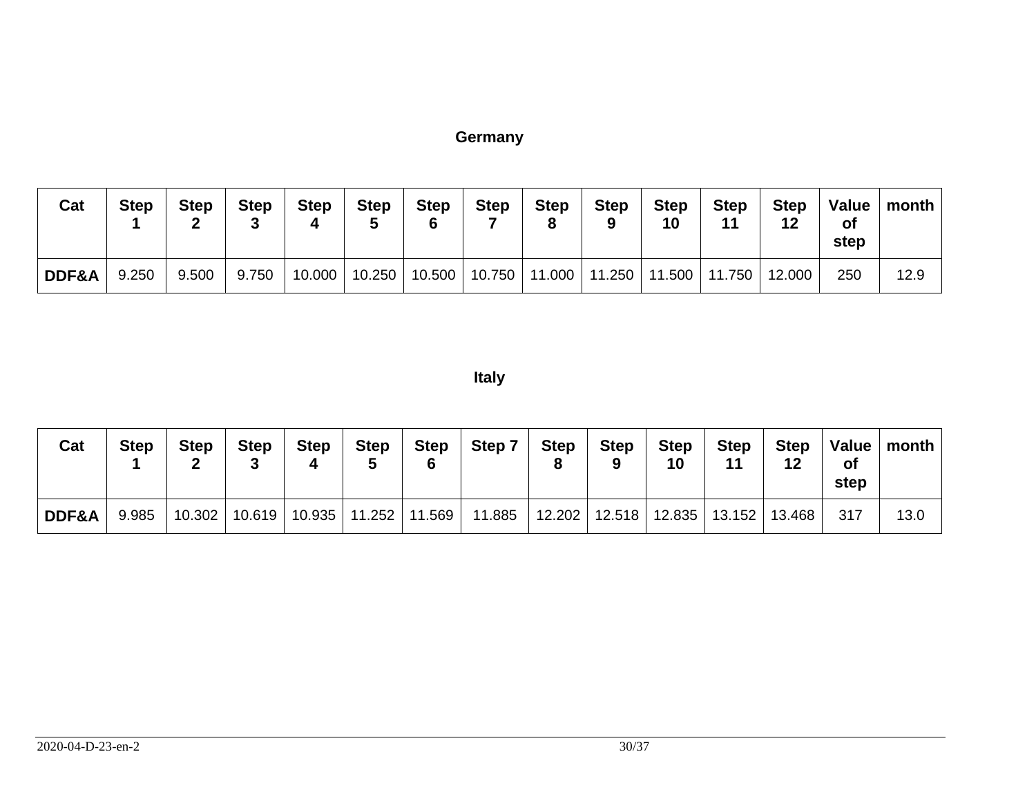**Germany**

| Cat | Step 1 | Step 2 | Step 3 | Step 4 | Step 5 | Step 6 | Step 7 | Step 8 | Step 9 | Step 10 | Step 11 | Step 12 | Value of step | month |
|---|---|---|---|---|---|---|---|---|---|---|---|---|---|---|
| **DDF&A** | 9.250 | 9.500 | 9.750 | 10.000 | 10.250 | 10.500 | 10.750 | 11.000 | 11.250 | 11.500 | 11.750 | 12.000 | 250 | 12.9 |

**Italy**

| Cat | Step 1 | Step 2 | Step 3 | Step 4 | Step 5 | Step 6 | Step 7 | Step 8 | Step 9 | Step 10 | Step 11 | Step 12 | Value of step | month |
|---|---|---|---|---|---|---|---|---|---|---|---|---|---|---|
| **DDF&A** | 9.985 | 10.302 | 10.619 | 10.935 | 11.252 | 11.569 | 11.885 | 12.202 | 12.518 | 12.835 | 13.152 | 13.468 | 317 | 13.0 |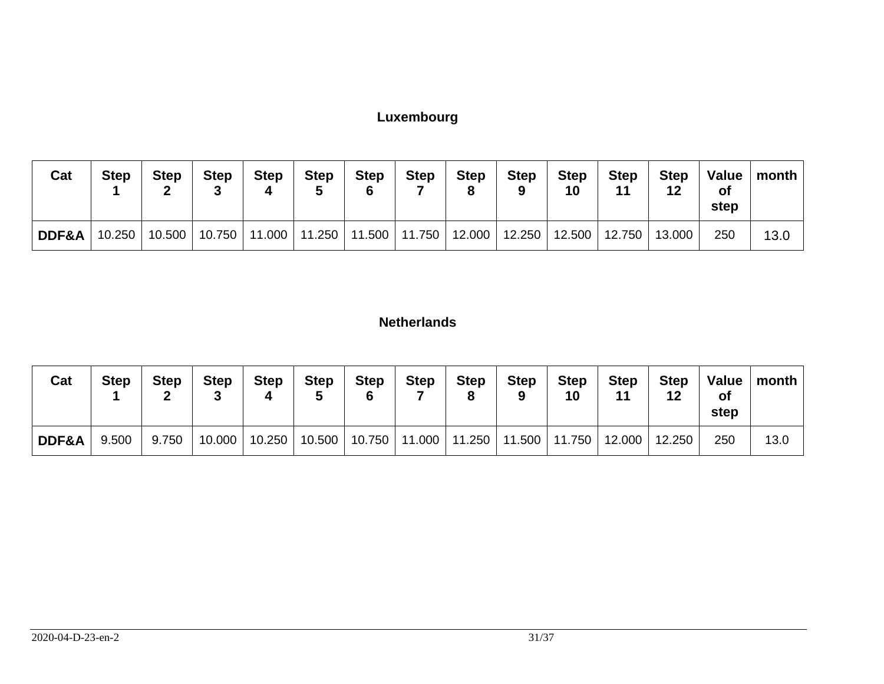**Luxembourg**

| Cat | Step 1 | Step 2 | Step 3 | Step 4 | Step 5 | Step 6 | Step 7 | Step 8 | Step 9 | Step 10 | Step 11 | Step 12 | Value of step | month |
|---|---|---|---|---|---|---|---|---|---|---|---|---|---|---|
| **DDF&A** | 10.250 | 10.500 | 10.750 | 11.000 | 11.250 | 11.500 | 11.750 | 12.000 | 12.250 | 12.500 | 12.750 | 13.000 | 250 | 13.0 |

**Netherlands**

| Cat | Step 1 | Step 2 | Step 3 | Step 4 | Step 5 | Step 6 | Step 7 | Step 8 | Step 9 | Step 10 | Step 11 | Step 12 | Value of step | month |
|---|---|---|---|---|---|---|---|---|---|---|---|---|---|---|
| **DDF&A** | 9.500 | 9.750 | 10.000 | 10.250 | 10.500 | 10.750 | 11.000 | 11.250 | 11.500 | 11.750 | 12.000 | 12.250 | 250 | 13.0 |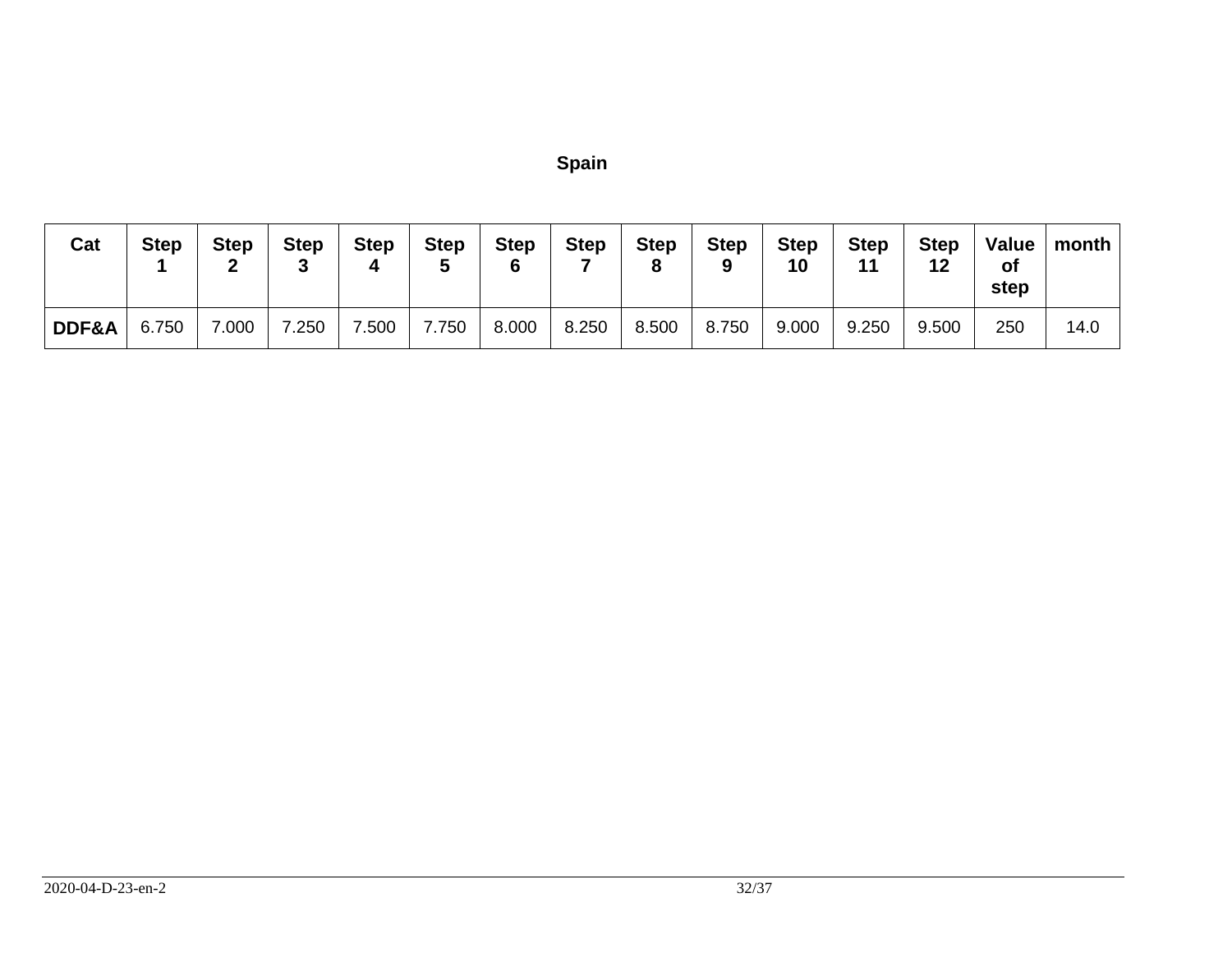**Spain**

| Cat | Step 1 | Step 2 | Step 3 | Step 4 | Step 5 | Step 6 | Step 7 | Step 8 | Step 9 | Step 10 | Step 11 | Step 12 | Value of step | month |
|---|---|---|---|---|---|---|---|---|---|---|---|---|---|---|
| **DDF&A** | 6.750 | 7.000 | 7.250 | 7.500 | 7.750 | 8.000 | 8.250 | 8.500 | 8.750 | 9.000 | 9.250 | 9.500 | 250 | 14.0 |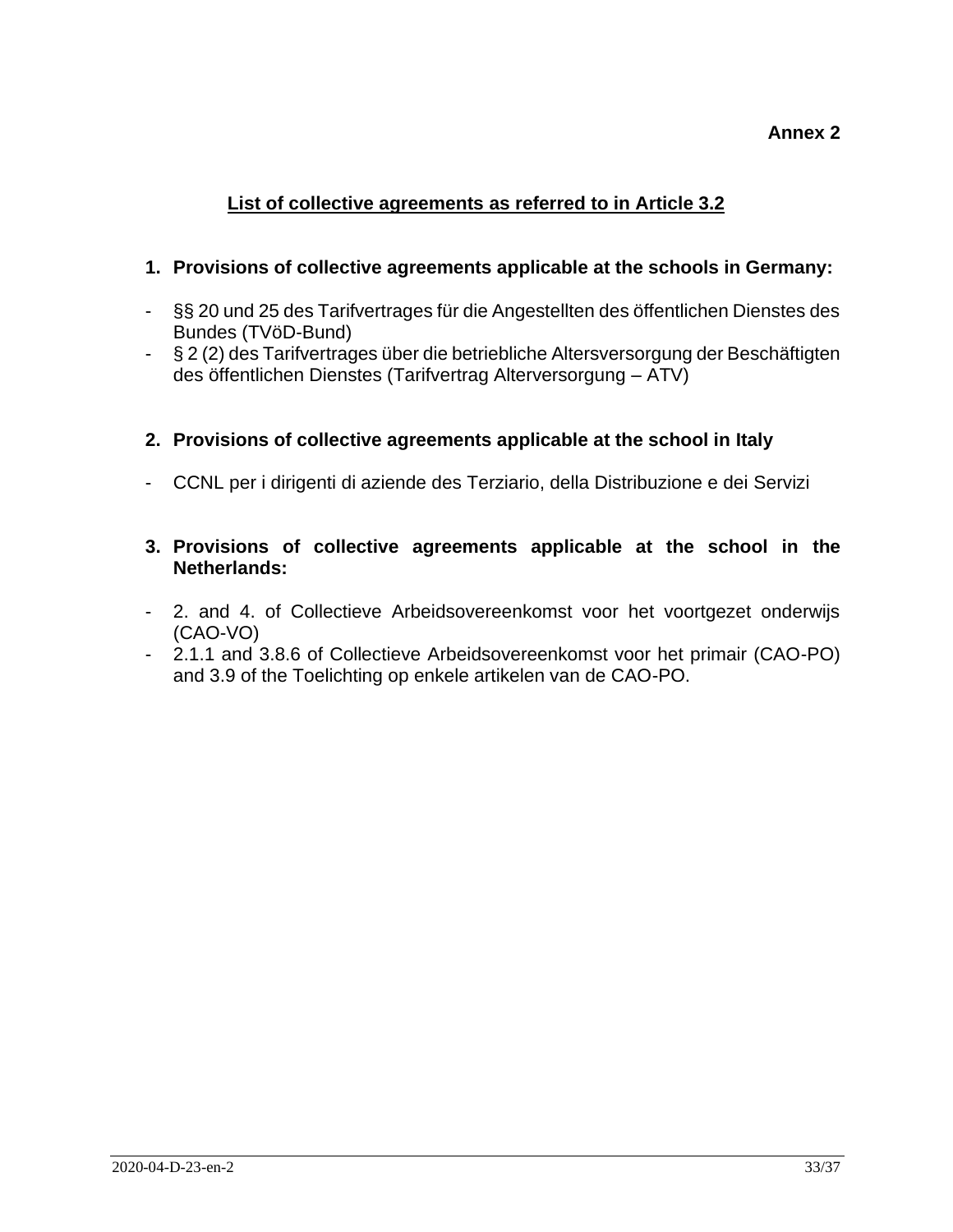**Annex 2**

## List of collective agreements as referred to in Article 3.2

### 1. Provisions of collective agreements applicable at the schools in Germany:

- §§ 20 und 25 des Tarifvertrages für die Angestellten des öffentlichen Dienstes des Bundes (TVöD-Bund)
- § 2 (2) des Tarifvertrages über die betriebliche Altersversorgung der Beschäftigten des öffentlichen Dienstes (Tarifvertrag Alterversorgung – ATV)

### 2. Provisions of collective agreements applicable at the school in Italy

- CCNL per i dirigenti di aziende des Terziario, della Distribuzione e dei Servizi

### 3. Provisions of collective agreements applicable at the school in the Netherlands:

- 2. and 4. of Collectieve Arbeidsovereenkomst voor het voortgezet onderwijs (CAO-VO)
- 2.1.1 and 3.8.6 of Collectieve Arbeidsovereenkomst voor het primair (CAO-PO) and 3.9 of the Toelichting op enkele artikelen van de CAO-PO.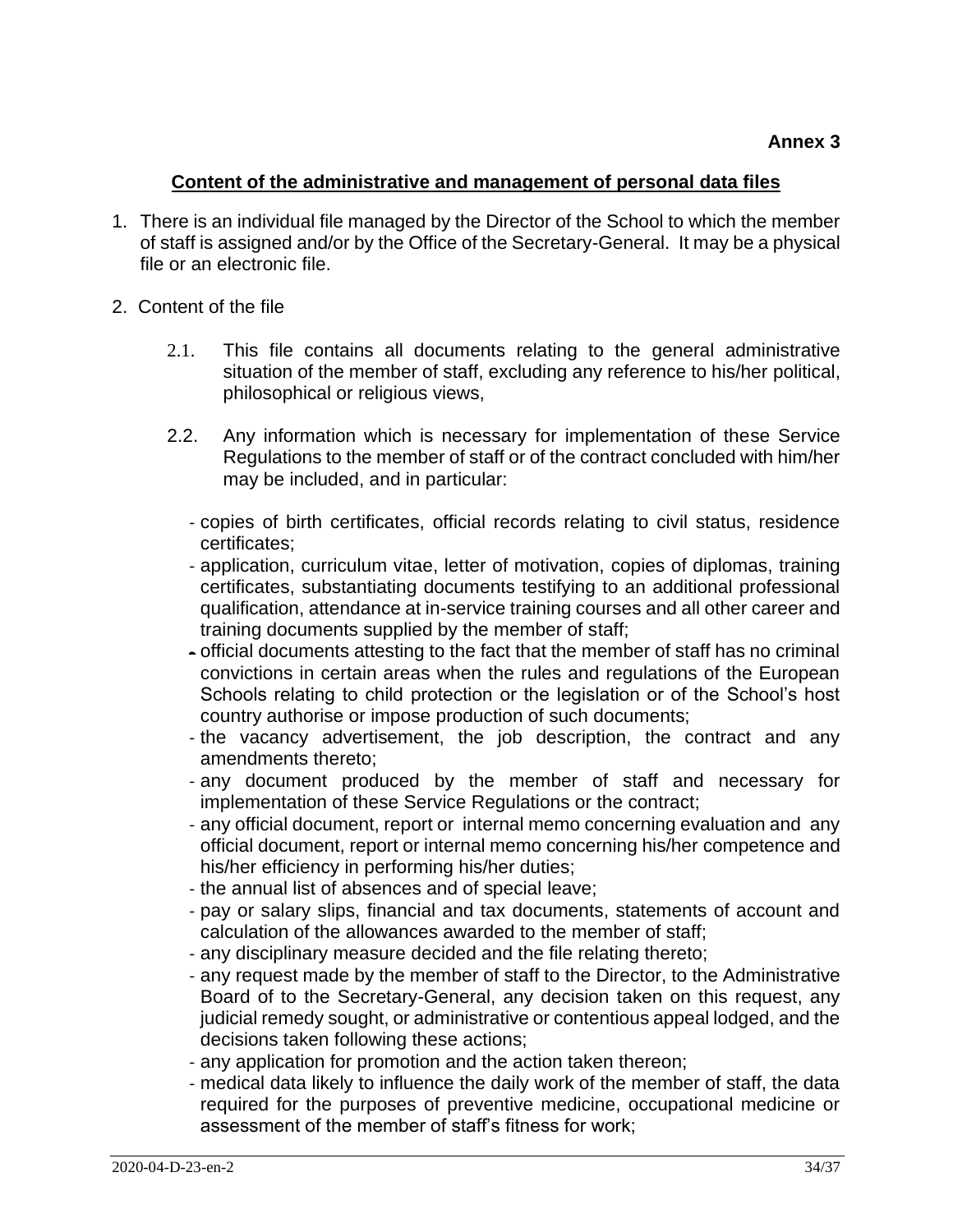**Annex 3**

## Content of the administrative and management of personal data files

1. There is an individual file managed by the Director of the School to which the member of staff is assigned and/or by the Office of the Secretary-General. It may be a physical file or an electronic file.

2. Content of the file

   2.1. This file contains all documents relating to the general administrative situation of the member of staff, excluding any reference to his/her political, philosophical or religious views,

   2.2. Any information which is necessary for implementation of these Service Regulations to the member of staff or of the contract concluded with him/her may be included, and in particular:

   - copies of birth certificates, official records relating to civil status, residence certificates;
   - application, curriculum vitae, letter of motivation, copies of diplomas, training certificates, substantiating documents testifying to an additional professional qualification, attendance at in-service training courses and all other career and training documents supplied by the member of staff;
   - official documents attesting to the fact that the member of staff has no criminal convictions in certain areas when the rules and regulations of the European Schools relating to child protection or the legislation or of the School's host country authorise or impose production of such documents;
   - the vacancy advertisement, the job description, the contract and any amendments thereto;
   - any document produced by the member of staff and necessary for implementation of these Service Regulations or the contract;
   - any official document, report or internal memo concerning evaluation and any official document, report or internal memo concerning his/her competence and his/her efficiency in performing his/her duties;
   - the annual list of absences and of special leave;
   - pay or salary slips, financial and tax documents, statements of account and calculation of the allowances awarded to the member of staff;
   - any disciplinary measure decided and the file relating thereto;
   - any request made by the member of staff to the Director, to the Administrative Board of to the Secretary-General, any decision taken on this request, any judicial remedy sought, or administrative or contentious appeal lodged, and the decisions taken following these actions;
   - any application for promotion and the action taken thereon;
   - medical data likely to influence the daily work of the member of staff, the data required for the purposes of preventive medicine, occupational medicine or assessment of the member of staff's fitness for work;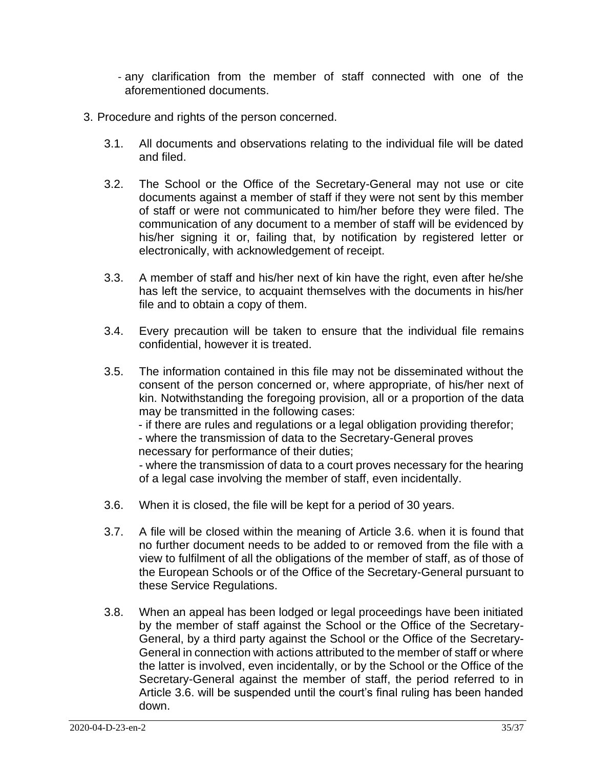- any clarification from the member of staff connected with one of the aforementioned documents.

3. Procedure and rights of the person concerned.

   3.1. All documents and observations relating to the individual file will be dated and filed.

   3.2. The School or the Office of the Secretary-General may not use or cite documents against a member of staff if they were not sent by this member of staff or were not communicated to him/her before they were filed. The communication of any document to a member of staff will be evidenced by his/her signing it or, failing that, by notification by registered letter or electronically, with acknowledgement of receipt.

   3.3. A member of staff and his/her next of kin have the right, even after he/she has left the service, to acquaint themselves with the documents in his/her file and to obtain a copy of them.

   3.4. Every precaution will be taken to ensure that the individual file remains confidential, however it is treated.

   3.5. The information contained in this file may not be disseminated without the consent of the person concerned or, where appropriate, of his/her next of kin. Notwithstanding the foregoing provision, all or a proportion of the data may be transmitted in the following cases:
   - if there are rules and regulations or a legal obligation providing therefor;
   - where the transmission of data to the Secretary-General proves necessary for performance of their duties;
   - where the transmission of data to a court proves necessary for the hearing of a legal case involving the member of staff, even incidentally.

   3.6. When it is closed, the file will be kept for a period of 30 years.

   3.7. A file will be closed within the meaning of Article 3.6. when it is found that no further document needs to be added to or removed from the file with a view to fulfilment of all the obligations of the member of staff, as of those of the European Schools or of the Office of the Secretary-General pursuant to these Service Regulations.

   3.8. When an appeal has been lodged or legal proceedings have been initiated by the member of staff against the School or the Office of the Secretary-General, by a third party against the School or the Office of the Secretary-General in connection with actions attributed to the member of staff or where the latter is involved, even incidentally, or by the School or the Office of the Secretary-General against the member of staff, the period referred to in Article 3.6. will be suspended until the court's final ruling has been handed down.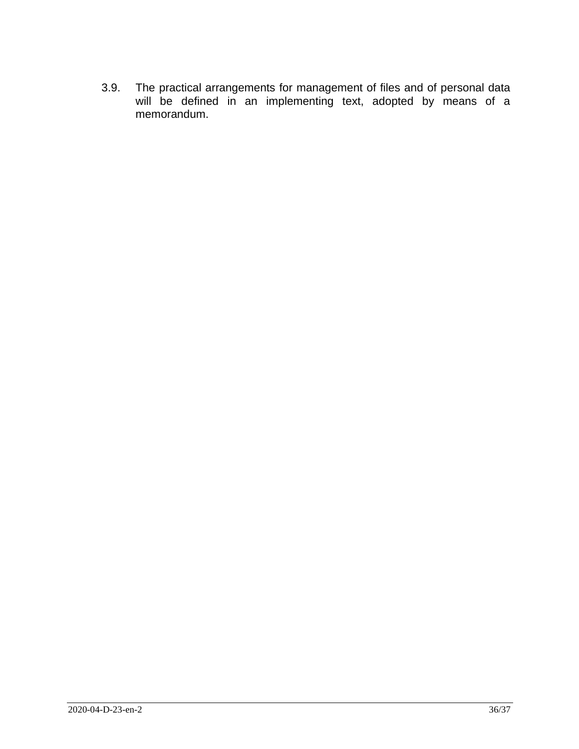3.9. The practical arrangements for management of files and of personal data will be defined in an implementing text, adopted by means of a memorandum.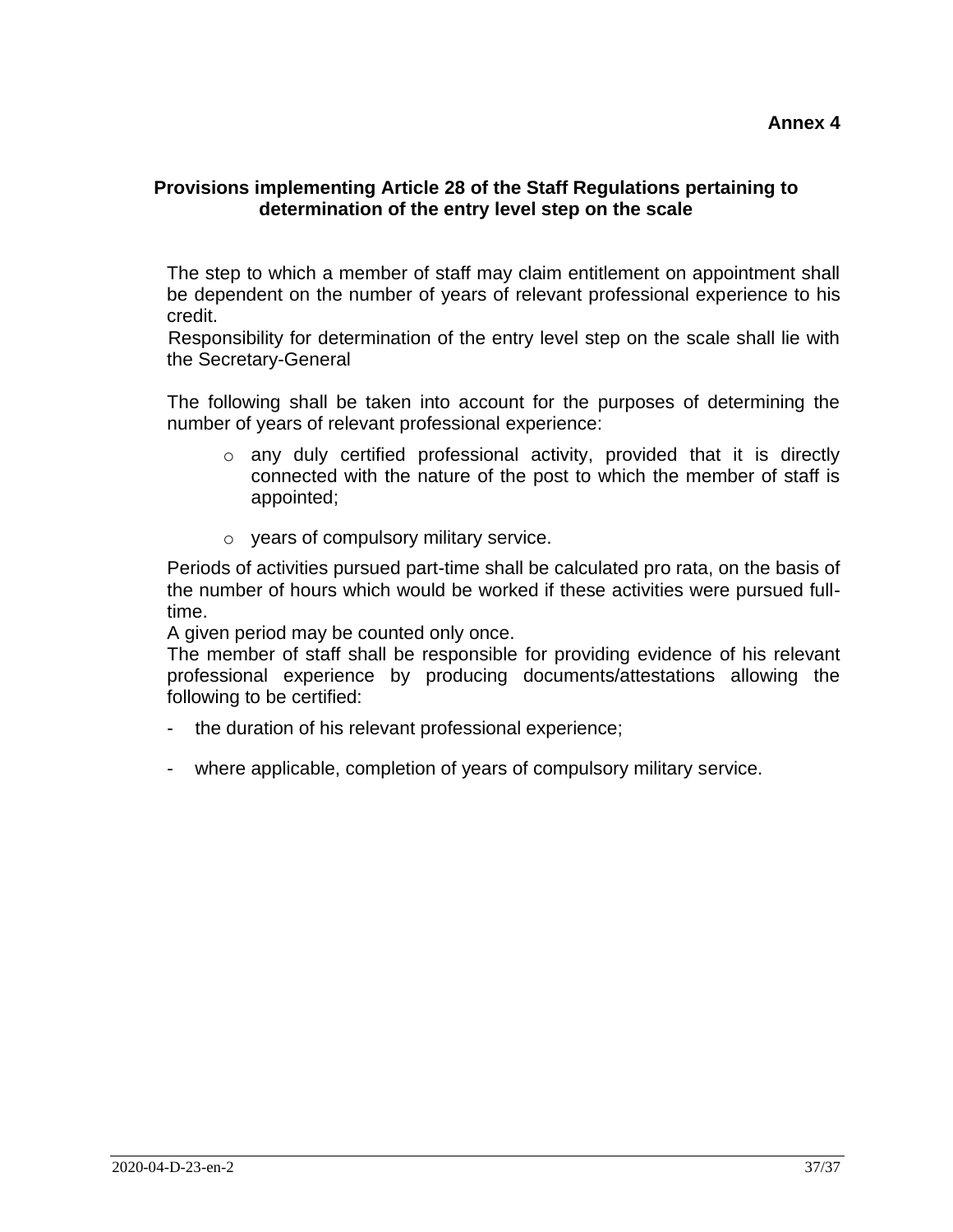**Annex 4**

## Provisions implementing Article 28 of the Staff Regulations pertaining to determination of the entry level step on the scale

The step to which a member of staff may claim entitlement on appointment shall be dependent on the number of years of relevant professional experience to his credit.

Responsibility for determination of the entry level step on the scale shall lie with the Secretary-General

The following shall be taken into account for the purposes of determining the number of years of relevant professional experience:

- any duly certified professional activity, provided that it is directly connected with the nature of the post to which the member of staff is appointed;
- years of compulsory military service.

Periods of activities pursued part-time shall be calculated pro rata, on the basis of the number of hours which would be worked if these activities were pursued full-time.

A given period may be counted only once.

The member of staff shall be responsible for providing evidence of his relevant professional experience by producing documents/attestations allowing the following to be certified:

- the duration of his relevant professional experience;
- where applicable, completion of years of compulsory military service.